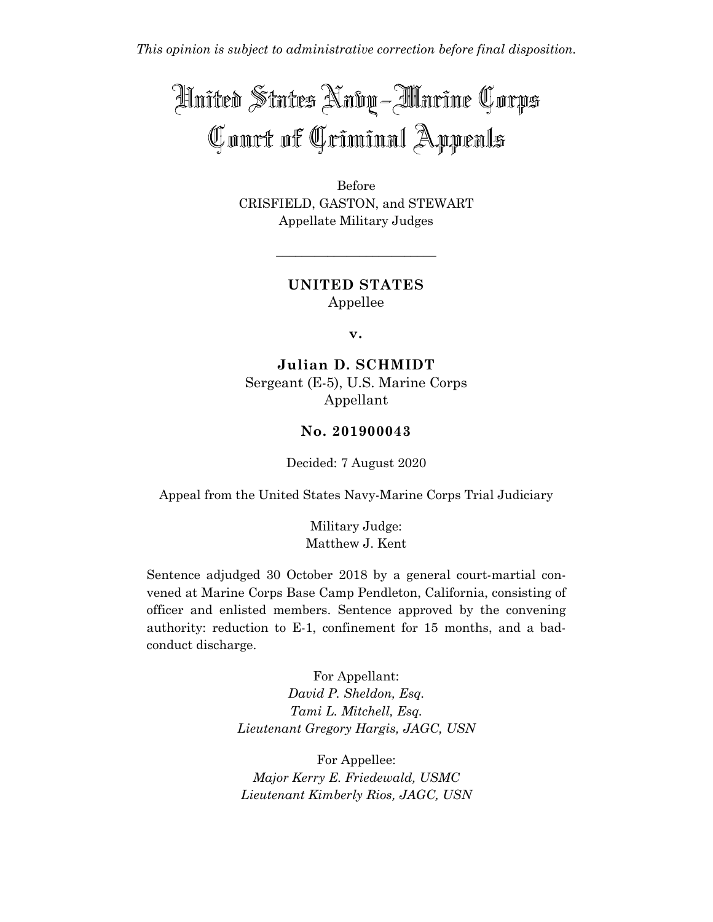*This opinion is subject to administrative correction before final disposition.*

# United States Navy–Marine Corps Court of Criminal Appeals

Before
CRISFIELD, GASTON, and STEWART
Appellate Military Judges

---

**UNITED STATES**
Appellee

**v.**

**Julian D. SCHMIDT**
Sergeant (E-5), U.S. Marine Corps
Appellant

**No. 201900043**

Decided: 7 August 2020

Appeal from the United States Navy-Marine Corps Trial Judiciary

Military Judge:
Matthew J. Kent

Sentence adjudged 30 October 2018 by a general court-martial convened at Marine Corps Base Camp Pendleton, California, consisting of officer and enlisted members. Sentence approved by the convening authority: reduction to E-1, confinement for 15 months, and a bad-conduct discharge.

For Appellant:
*David P. Sheldon, Esq.*
*Tami L. Mitchell, Esq.*
*Lieutenant Gregory Hargis, JAGC, USN*

For Appellee:
*Major Kerry E. Friedewald, USMC*
*Lieutenant Kimberly Rios, JAGC, USN*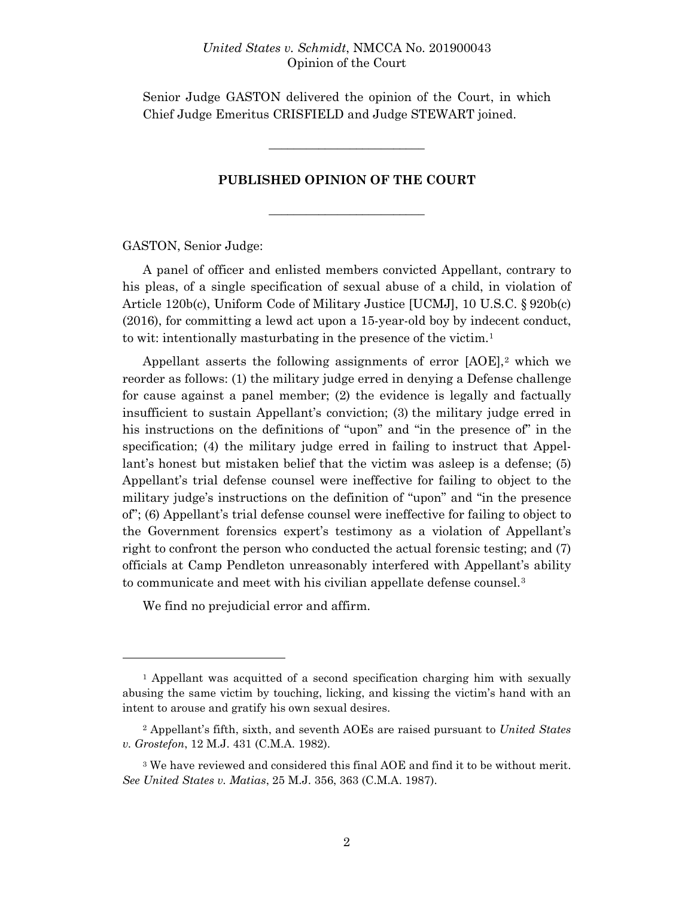Senior Judge GASTON delivered the opinion of the Court, in which Chief Judge Emeritus CRISFIELD and Judge STEWART joined.

---

**PUBLISHED OPINION OF THE COURT**

---

GASTON, Senior Judge:

A panel of officer and enlisted members convicted Appellant, contrary to his pleas, of a single specification of sexual abuse of a child, in violation of Article 120b(c), Uniform Code of Military Justice [UCMJ], 10 U.S.C. § 920b(c) (2016), for committing a lewd act upon a 15-year-old boy by indecent conduct, to wit: intentionally masturbating in the presence of the victim.[1]

Appellant asserts the following assignments of error [AOE],[2] which we reorder as follows: (1) the military judge erred in denying a Defense challenge for cause against a panel member; (2) the evidence is legally and factually insufficient to sustain Appellant's conviction; (3) the military judge erred in his instructions on the definitions of "upon" and "in the presence of" in the specification; (4) the military judge erred in failing to instruct that Appellant's honest but mistaken belief that the victim was asleep is a defense; (5) Appellant's trial defense counsel were ineffective for failing to object to the military judge's instructions on the definition of "upon" and "in the presence of"; (6) Appellant's trial defense counsel were ineffective for failing to object to the Government forensics expert's testimony as a violation of Appellant's right to confront the person who conducted the actual forensic testing; and (7) officials at Camp Pendleton unreasonably interfered with Appellant's ability to communicate and meet with his civilian appellate defense counsel.[3]

We find no prejudicial error and affirm.

---

[1] Appellant was acquitted of a second specification charging him with sexually abusing the same victim by touching, licking, and kissing the victim's hand with an intent to arouse and gratify his own sexual desires.

[2] Appellant's fifth, sixth, and seventh AOEs are raised pursuant to *United States v. Grostefon*, 12 M.J. 431 (C.M.A. 1982).

[3] We have reviewed and considered this final AOE and find it to be without merit. *See United States v. Matias*, 25 M.J. 356, 363 (C.M.A. 1987).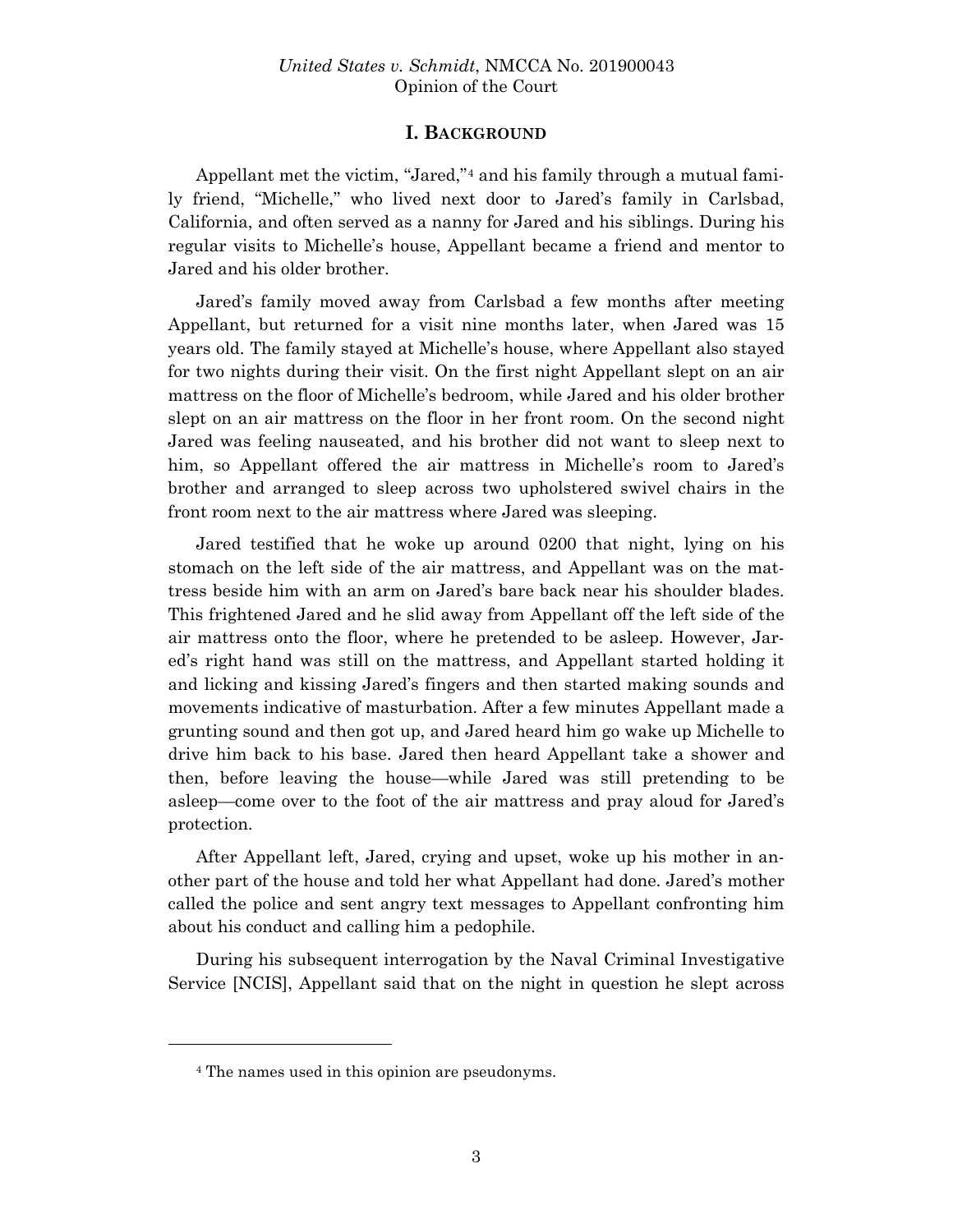## I. BACKGROUND

Appellant met the victim, "Jared,"[4] and his family through a mutual family friend, "Michelle," who lived next door to Jared's family in Carlsbad, California, and often served as a nanny for Jared and his siblings. During his regular visits to Michelle's house, Appellant became a friend and mentor to Jared and his older brother.

Jared's family moved away from Carlsbad a few months after meeting Appellant, but returned for a visit nine months later, when Jared was 15 years old. The family stayed at Michelle's house, where Appellant also stayed for two nights during their visit. On the first night Appellant slept on an air mattress on the floor of Michelle's bedroom, while Jared and his older brother slept on an air mattress on the floor in her front room. On the second night Jared was feeling nauseated, and his brother did not want to sleep next to him, so Appellant offered the air mattress in Michelle's room to Jared's brother and arranged to sleep across two upholstered swivel chairs in the front room next to the air mattress where Jared was sleeping.

Jared testified that he woke up around 0200 that night, lying on his stomach on the left side of the air mattress, and Appellant was on the mattress beside him with an arm on Jared's bare back near his shoulder blades. This frightened Jared and he slid away from Appellant off the left side of the air mattress onto the floor, where he pretended to be asleep. However, Jared's right hand was still on the mattress, and Appellant started holding it and licking and kissing Jared's fingers and then started making sounds and movements indicative of masturbation. After a few minutes Appellant made a grunting sound and then got up, and Jared heard him go wake up Michelle to drive him back to his base. Jared then heard Appellant take a shower and then, before leaving the house—while Jared was still pretending to be asleep—come over to the foot of the air mattress and pray aloud for Jared's protection.

After Appellant left, Jared, crying and upset, woke up his mother in another part of the house and told her what Appellant had done. Jared's mother called the police and sent angry text messages to Appellant confronting him about his conduct and calling him a pedophile.

During his subsequent interrogation by the Naval Criminal Investigative Service [NCIS], Appellant said that on the night in question he slept across

---

[4] The names used in this opinion are pseudonyms.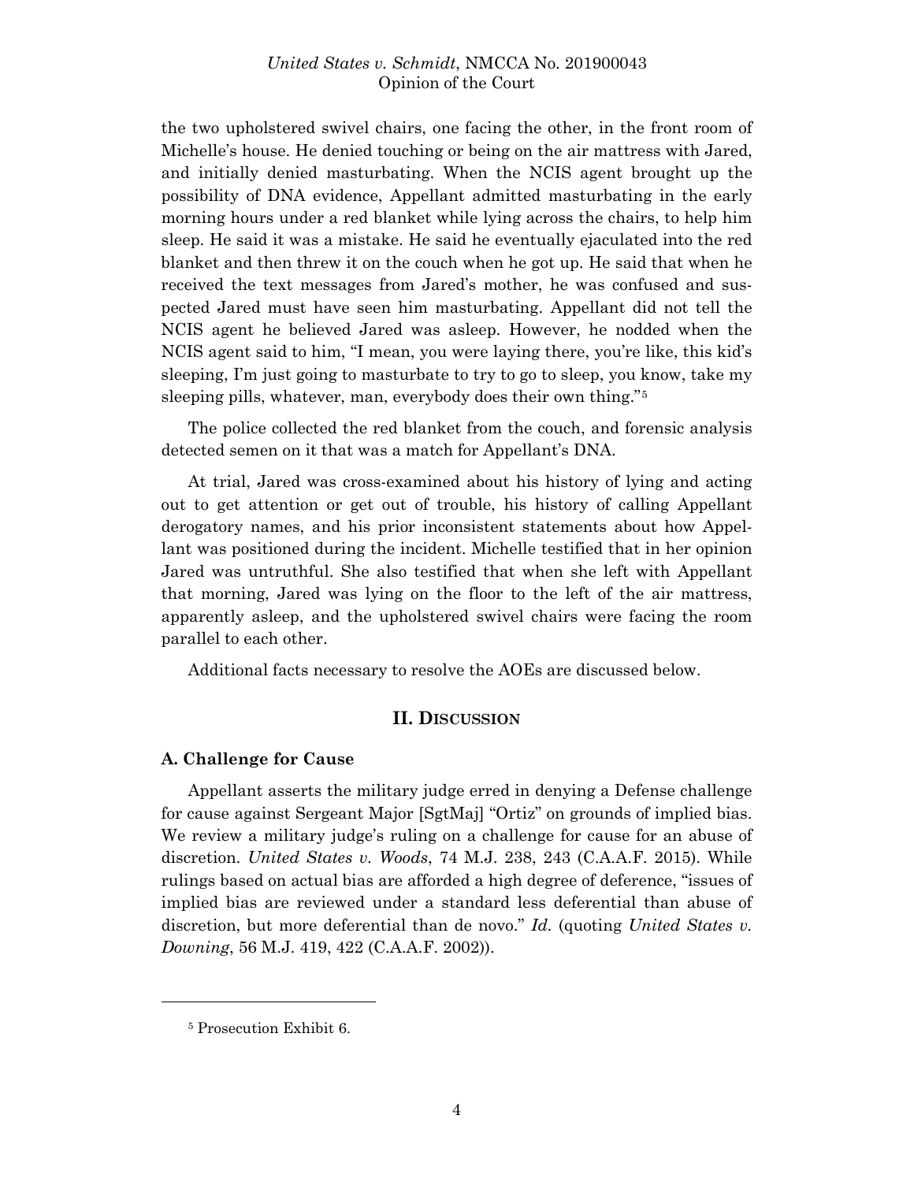the two upholstered swivel chairs, one facing the other, in the front room of Michelle's house. He denied touching or being on the air mattress with Jared, and initially denied masturbating. When the NCIS agent brought up the possibility of DNA evidence, Appellant admitted masturbating in the early morning hours under a red blanket while lying across the chairs, to help him sleep. He said it was a mistake. He said he eventually ejaculated into the red blanket and then threw it on the couch when he got up. He said that when he received the text messages from Jared's mother, he was confused and suspected Jared must have seen him masturbating. Appellant did not tell the NCIS agent he believed Jared was asleep. However, he nodded when the NCIS agent said to him, "I mean, you were laying there, you're like, this kid's sleeping, I'm just going to masturbate to try to go to sleep, you know, take my sleeping pills, whatever, man, everybody does their own thing."[5]

The police collected the red blanket from the couch, and forensic analysis detected semen on it that was a match for Appellant's DNA.

At trial, Jared was cross-examined about his history of lying and acting out to get attention or get out of trouble, his history of calling Appellant derogatory names, and his prior inconsistent statements about how Appellant was positioned during the incident. Michelle testified that in her opinion Jared was untruthful. She also testified that when she left with Appellant that morning, Jared was lying on the floor to the left of the air mattress, apparently asleep, and the upholstered swivel chairs were facing the room parallel to each other.

Additional facts necessary to resolve the AOEs are discussed below.

## II. Discussion

### A. Challenge for Cause

Appellant asserts the military judge erred in denying a Defense challenge for cause against Sergeant Major [SgtMaj] "Ortiz" on grounds of implied bias. We review a military judge's ruling on a challenge for cause for an abuse of discretion. *United States v. Woods*, 74 M.J. 238, 243 (C.A.A.F. 2015). While rulings based on actual bias are afforded a high degree of deference, "issues of implied bias are reviewed under a standard less deferential than abuse of discretion, but more deferential than de novo." *Id.* (quoting *United States v. Downing*, 56 M.J. 419, 422 (C.A.A.F. 2002)).

---

[5] Prosecution Exhibit 6.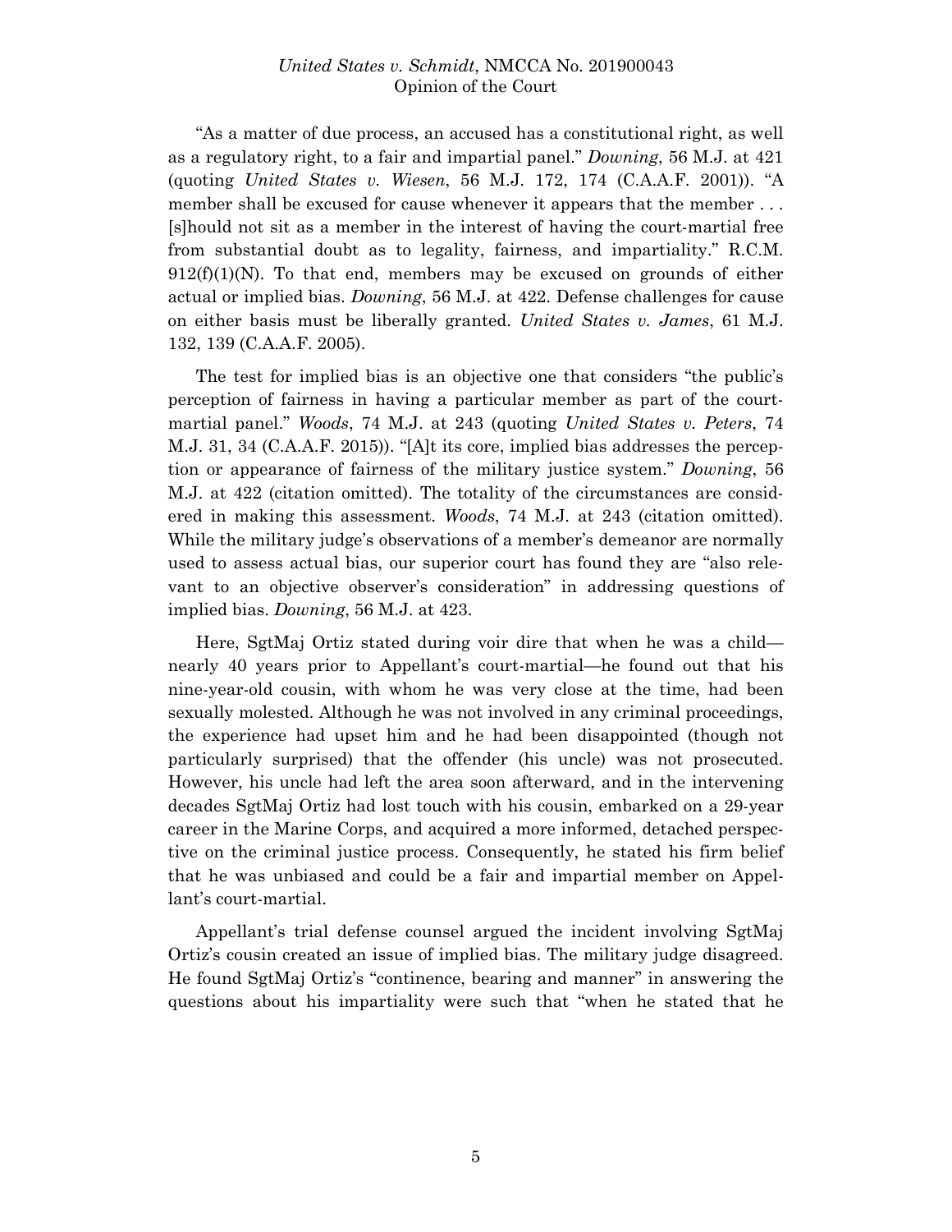"As a matter of due process, an accused has a constitutional right, as well as a regulatory right, to a fair and impartial panel." *Downing*, 56 M.J. at 421 (quoting *United States v. Wiesen*, 56 M.J. 172, 174 (C.A.A.F. 2001)). "A member shall be excused for cause whenever it appears that the member . . . [s]hould not sit as a member in the interest of having the court-martial free from substantial doubt as to legality, fairness, and impartiality." R.C.M. 912(f)(1)(N). To that end, members may be excused on grounds of either actual or implied bias. *Downing*, 56 M.J. at 422. Defense challenges for cause on either basis must be liberally granted. *United States v. James*, 61 M.J. 132, 139 (C.A.A.F. 2005).

The test for implied bias is an objective one that considers "the public's perception of fairness in having a particular member as part of the court-martial panel." *Woods*, 74 M.J. at 243 (quoting *United States v. Peters*, 74 M.J. 31, 34 (C.A.A.F. 2015)). "[A]t its core, implied bias addresses the perception or appearance of fairness of the military justice system." *Downing*, 56 M.J. at 422 (citation omitted). The totality of the circumstances are considered in making this assessment. *Woods*, 74 M.J. at 243 (citation omitted). While the military judge's observations of a member's demeanor are normally used to assess actual bias, our superior court has found they are "also relevant to an objective observer's consideration" in addressing questions of implied bias. *Downing*, 56 M.J. at 423.

Here, SgtMaj Ortiz stated during voir dire that when he was a child—nearly 40 years prior to Appellant's court-martial—he found out that his nine-year-old cousin, with whom he was very close at the time, had been sexually molested. Although he was not involved in any criminal proceedings, the experience had upset him and he had been disappointed (though not particularly surprised) that the offender (his uncle) was not prosecuted. However, his uncle had left the area soon afterward, and in the intervening decades SgtMaj Ortiz had lost touch with his cousin, embarked on a 29-year career in the Marine Corps, and acquired a more informed, detached perspective on the criminal justice process. Consequently, he stated his firm belief that he was unbiased and could be a fair and impartial member on Appellant's court-martial.

Appellant's trial defense counsel argued the incident involving SgtMaj Ortiz's cousin created an issue of implied bias. The military judge disagreed. He found SgtMaj Ortiz's "continence, bearing and manner" in answering the questions about his impartiality were such that "when he stated that he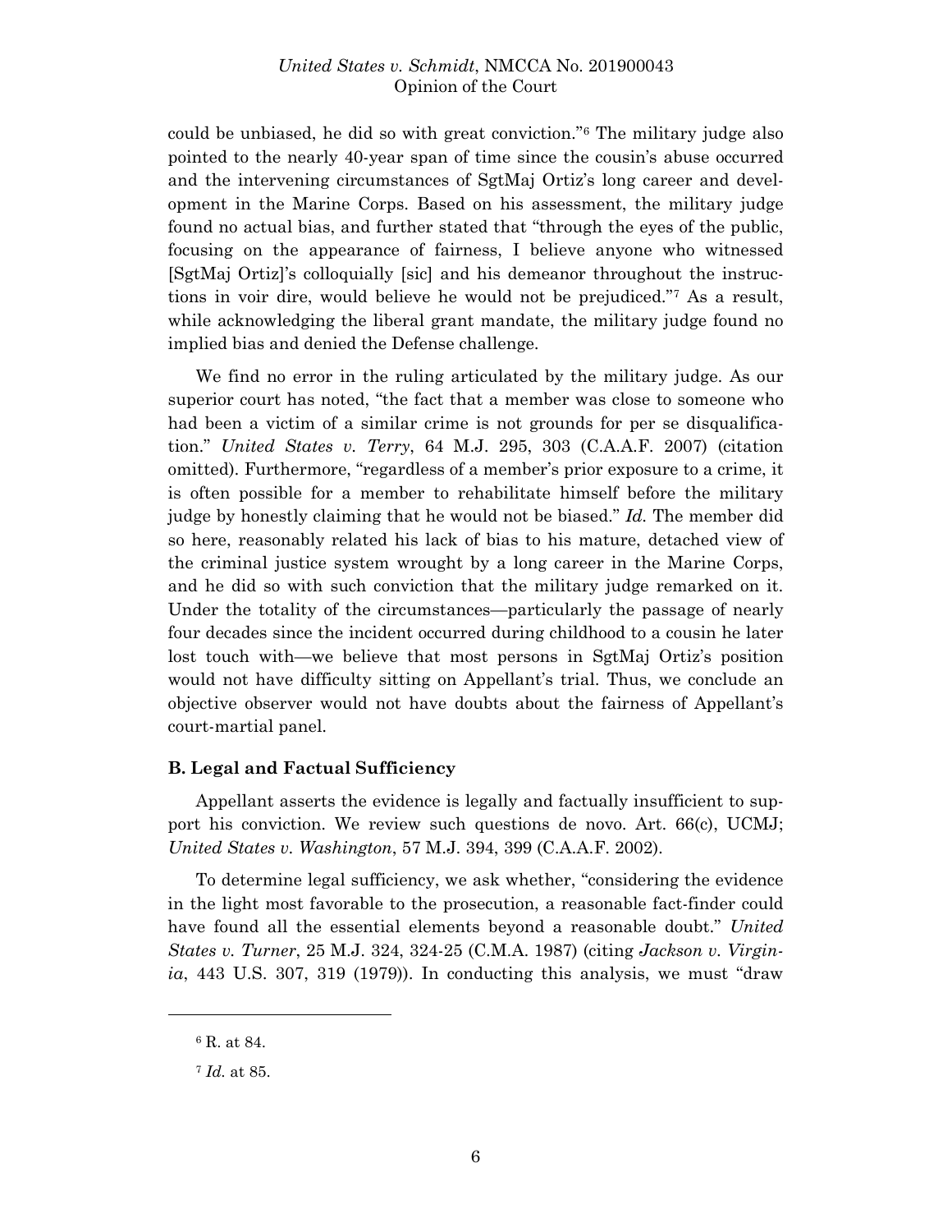could be unbiased, he did so with great conviction."[6] The military judge also pointed to the nearly 40-year span of time since the cousin's abuse occurred and the intervening circumstances of SgtMaj Ortiz's long career and development in the Marine Corps. Based on his assessment, the military judge found no actual bias, and further stated that "through the eyes of the public, focusing on the appearance of fairness, I believe anyone who witnessed [SgtMaj Ortiz]'s colloquially [sic] and his demeanor throughout the instructions in voir dire, would believe he would not be prejudiced."[7] As a result, while acknowledging the liberal grant mandate, the military judge found no implied bias and denied the Defense challenge.

We find no error in the ruling articulated by the military judge. As our superior court has noted, "the fact that a member was close to someone who had been a victim of a similar crime is not grounds for per se disqualification." *United States v. Terry*, 64 M.J. 295, 303 (C.A.A.F. 2007) (citation omitted). Furthermore, "regardless of a member's prior exposure to a crime, it is often possible for a member to rehabilitate himself before the military judge by honestly claiming that he would not be biased." *Id.* The member did so here, reasonably related his lack of bias to his mature, detached view of the criminal justice system wrought by a long career in the Marine Corps, and he did so with such conviction that the military judge remarked on it. Under the totality of the circumstances—particularly the passage of nearly four decades since the incident occurred during childhood to a cousin he later lost touch with—we believe that most persons in SgtMaj Ortiz's position would not have difficulty sitting on Appellant's trial. Thus, we conclude an objective observer would not have doubts about the fairness of Appellant's court-martial panel.

### B. Legal and Factual Sufficiency

Appellant asserts the evidence is legally and factually insufficient to support his conviction. We review such questions de novo. Art. 66(c), UCMJ; *United States v. Washington*, 57 M.J. 394, 399 (C.A.A.F. 2002).

To determine legal sufficiency, we ask whether, "considering the evidence in the light most favorable to the prosecution, a reasonable fact-finder could have found all the essential elements beyond a reasonable doubt." *United States v. Turner*, 25 M.J. 324, 324-25 (C.M.A. 1987) (citing *Jackson v. Virginia*, 443 U.S. 307, 319 (1979)). In conducting this analysis, we must "draw

---

[6] R. at 84.

[7] *Id.* at 85.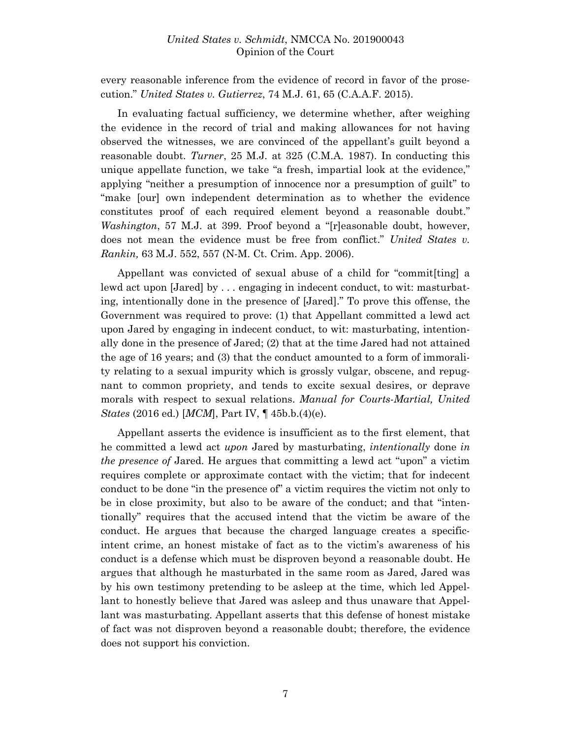every reasonable inference from the evidence of record in favor of the prosecution." *United States v. Gutierrez*, 74 M.J. 61, 65 (C.A.A.F. 2015).

In evaluating factual sufficiency, we determine whether, after weighing the evidence in the record of trial and making allowances for not having observed the witnesses, we are convinced of the appellant's guilt beyond a reasonable doubt. *Turner*, 25 M.J. at 325 (C.M.A. 1987). In conducting this unique appellate function, we take "a fresh, impartial look at the evidence," applying "neither a presumption of innocence nor a presumption of guilt" to "make [our] own independent determination as to whether the evidence constitutes proof of each required element beyond a reasonable doubt." *Washington*, 57 M.J. at 399. Proof beyond a "[r]easonable doubt, however, does not mean the evidence must be free from conflict." *United States v. Rankin,* 63 M.J. 552, 557 (N-M. Ct. Crim. App. 2006).

Appellant was convicted of sexual abuse of a child for "commit[ting] a lewd act upon [Jared] by . . . engaging in indecent conduct, to wit: masturbating, intentionally done in the presence of [Jared]." To prove this offense, the Government was required to prove: (1) that Appellant committed a lewd act upon Jared by engaging in indecent conduct, to wit: masturbating, intentionally done in the presence of Jared; (2) that at the time Jared had not attained the age of 16 years; and (3) that the conduct amounted to a form of immorality relating to a sexual impurity which is grossly vulgar, obscene, and repugnant to common propriety, and tends to excite sexual desires, or deprave morals with respect to sexual relations. *Manual for Courts-Martial, United States* (2016 ed.) [*MCM*], Part IV, ¶ 45b.b.(4)(e).

Appellant asserts the evidence is insufficient as to the first element, that he committed a lewd act *upon* Jared by masturbating, *intentionally* done *in the presence of* Jared. He argues that committing a lewd act "upon" a victim requires complete or approximate contact with the victim; that for indecent conduct to be done "in the presence of" a victim requires the victim not only to be in close proximity, but also to be aware of the conduct; and that "intentionally" requires that the accused intend that the victim be aware of the conduct. He argues that because the charged language creates a specific-intent crime, an honest mistake of fact as to the victim's awareness of his conduct is a defense which must be disproven beyond a reasonable doubt. He argues that although he masturbated in the same room as Jared, Jared was by his own testimony pretending to be asleep at the time, which led Appellant to honestly believe that Jared was asleep and thus unaware that Appellant was masturbating. Appellant asserts that this defense of honest mistake of fact was not disproven beyond a reasonable doubt; therefore, the evidence does not support his conviction.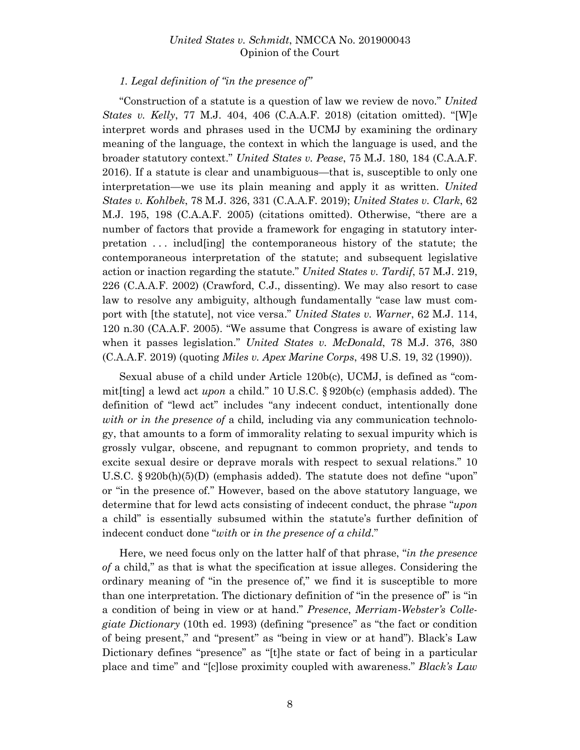*1. Legal definition of "in the presence of"*

"Construction of a statute is a question of law we review de novo." *United States v. Kelly*, 77 M.J. 404, 406 (C.A.A.F. 2018) (citation omitted). "[W]e interpret words and phrases used in the UCMJ by examining the ordinary meaning of the language, the context in which the language is used, and the broader statutory context." *United States v. Pease*, 75 M.J. 180, 184 (C.A.A.F. 2016). If a statute is clear and unambiguous—that is, susceptible to only one interpretation—we use its plain meaning and apply it as written. *United States v. Kohlbek*, 78 M.J. 326, 331 (C.A.A.F. 2019); *United States v. Clark*, 62 M.J. 195, 198 (C.A.A.F. 2005) (citations omitted). Otherwise, "there are a number of factors that provide a framework for engaging in statutory interpretation . . . includ[ing] the contemporaneous history of the statute; the contemporaneous interpretation of the statute; and subsequent legislative action or inaction regarding the statute." *United States v. Tardif*, 57 M.J. 219, 226 (C.A.A.F. 2002) (Crawford, C.J., dissenting). We may also resort to case law to resolve any ambiguity, although fundamentally "case law must comport with [the statute], not vice versa." *United States v. Warner*, 62 M.J. 114, 120 n.30 (CA.A.F. 2005). "We assume that Congress is aware of existing law when it passes legislation." *United States v. McDonald*, 78 M.J. 376, 380 (C.A.A.F. 2019) (quoting *Miles v. Apex Marine Corps*, 498 U.S. 19, 32 (1990)).

Sexual abuse of a child under Article 120b(c), UCMJ, is defined as "commit[ting] a lewd act *upon* a child." 10 U.S.C. § 920b(c) (emphasis added). The definition of "lewd act" includes "any indecent conduct, intentionally done *with or in the presence of* a child*,* including via any communication technology, that amounts to a form of immorality relating to sexual impurity which is grossly vulgar, obscene, and repugnant to common propriety, and tends to excite sexual desire or deprave morals with respect to sexual relations." 10 U.S.C. § 920b(h)(5)(D) (emphasis added). The statute does not define "upon" or "in the presence of." However, based on the above statutory language, we determine that for lewd acts consisting of indecent conduct, the phrase "*upon* a child" is essentially subsumed within the statute's further definition of indecent conduct done "*with* or *in the presence of a child*."

Here, we need focus only on the latter half of that phrase, "*in the presence of* a child," as that is what the specification at issue alleges. Considering the ordinary meaning of "in the presence of," we find it is susceptible to more than one interpretation. The dictionary definition of "in the presence of" is "in a condition of being in view or at hand." *Presence*, *Merriam-Webster's Collegiate Dictionary* (10th ed. 1993) (defining "presence" as "the fact or condition of being present," and "present" as "being in view or at hand"). Black's Law Dictionary defines "presence" as "[t]he state or fact of being in a particular place and time" and "[c]lose proximity coupled with awareness." *Black's Law*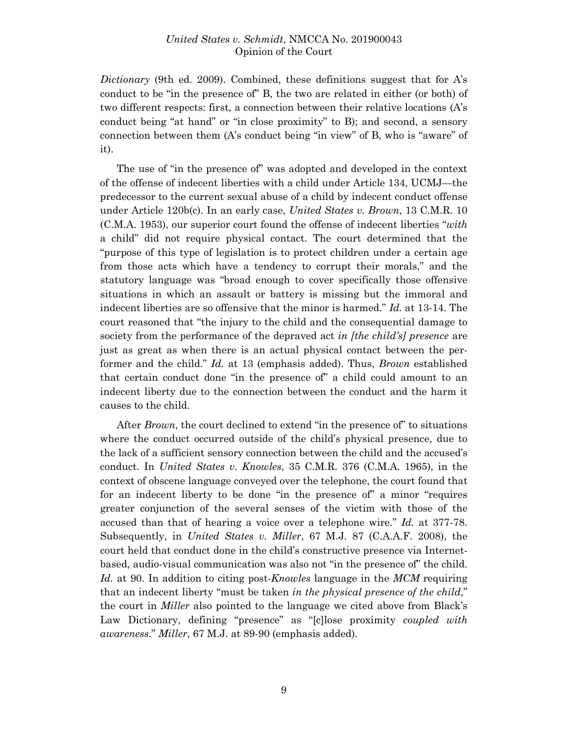*Dictionary* (9th ed. 2009). Combined, these definitions suggest that for A's conduct to be "in the presence of" B, the two are related in either (or both) of two different respects: first, a connection between their relative locations (A's conduct being "at hand" or "in close proximity" to B); and second, a sensory connection between them (A's conduct being "in view" of B, who is "aware" of it).

The use of "in the presence of" was adopted and developed in the context of the offense of indecent liberties with a child under Article 134, UCMJ—the predecessor to the current sexual abuse of a child by indecent conduct offense under Article 120b(c). In an early case, *United States v. Brown*, 13 C.M.R. 10 (C.M.A. 1953), our superior court found the offense of indecent liberties "*with* a child" did not require physical contact. The court determined that the "purpose of this type of legislation is to protect children under a certain age from those acts which have a tendency to corrupt their morals," and the statutory language was "broad enough to cover specifically those offensive situations in which an assault or battery is missing but the immoral and indecent liberties are so offensive that the minor is harmed." *Id.* at 13-14. The court reasoned that "the injury to the child and the consequential damage to society from the performance of the depraved act *in [the child's] presence* are just as great as when there is an actual physical contact between the performer and the child." *Id.* at 13 (emphasis added). Thus, *Brown* established that certain conduct done "in the presence of" a child could amount to an indecent liberty due to the connection between the conduct and the harm it causes to the child.

After *Brown*, the court declined to extend "in the presence of" to situations where the conduct occurred outside of the child's physical presence, due to the lack of a sufficient sensory connection between the child and the accused's conduct. In *United States v. Knowles*, 35 C.M.R. 376 (C.M.A. 1965), in the context of obscene language conveyed over the telephone, the court found that for an indecent liberty to be done "in the presence of" a minor "requires greater conjunction of the several senses of the victim with those of the accused than that of hearing a voice over a telephone wire." *Id.* at 377-78. Subsequently, in *United States v. Miller*, 67 M.J. 87 (C.A.A.F. 2008), the court held that conduct done in the child's constructive presence via Internet-based, audio-visual communication was also not "in the presence of" the child. *Id.* at 90. In addition to citing post-*Knowles* language in the *MCM* requiring that an indecent liberty "must be taken *in the physical presence of the child*," the court in *Miller* also pointed to the language we cited above from Black's Law Dictionary, defining "presence" as "[c]lose proximity *coupled with awareness*." *Miller*, 67 M.J. at 89-90 (emphasis added).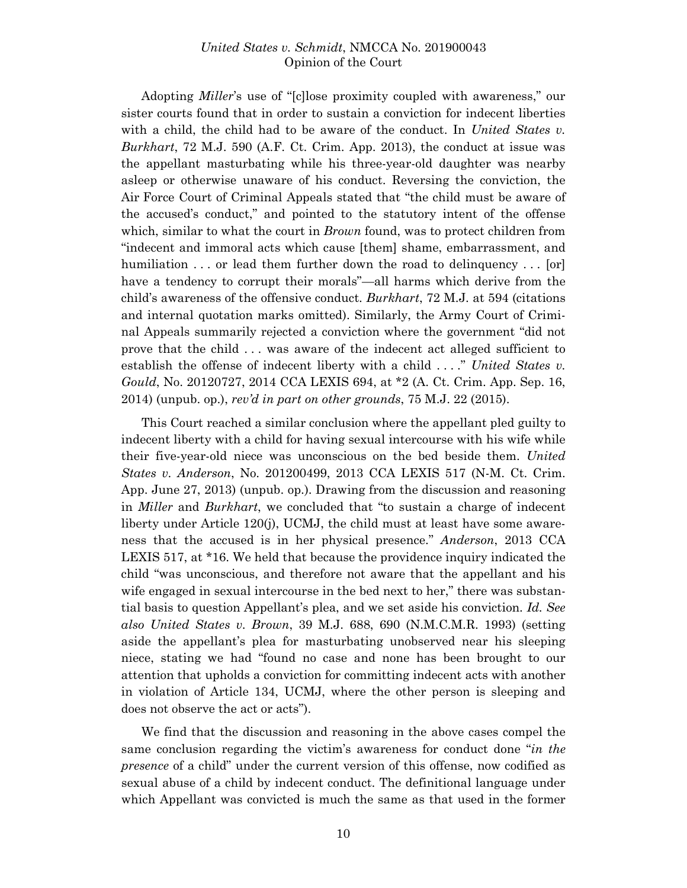Adopting *Miller*'s use of "[c]lose proximity coupled with awareness," our sister courts found that in order to sustain a conviction for indecent liberties with a child, the child had to be aware of the conduct. In *United States v. Burkhart*, 72 M.J. 590 (A.F. Ct. Crim. App. 2013), the conduct at issue was the appellant masturbating while his three-year-old daughter was nearby asleep or otherwise unaware of his conduct. Reversing the conviction, the Air Force Court of Criminal Appeals stated that "the child must be aware of the accused's conduct," and pointed to the statutory intent of the offense which, similar to what the court in *Brown* found, was to protect children from "indecent and immoral acts which cause [them] shame, embarrassment, and humiliation . . . or lead them further down the road to delinquency . . . [or] have a tendency to corrupt their morals"—all harms which derive from the child's awareness of the offensive conduct. *Burkhart*, 72 M.J. at 594 (citations and internal quotation marks omitted). Similarly, the Army Court of Criminal Appeals summarily rejected a conviction where the government "did not prove that the child . . . was aware of the indecent act alleged sufficient to establish the offense of indecent liberty with a child . . . ." *United States v. Gould*, No. 20120727, 2014 CCA LEXIS 694, at *2 (A. Ct. Crim. App. Sep. 16, 2014) (unpub. op.), *rev'd in part on other grounds*, 75 M.J. 22 (2015).

This Court reached a similar conclusion where the appellant pled guilty to indecent liberty with a child for having sexual intercourse with his wife while their five-year-old niece was unconscious on the bed beside them. *United States v. Anderson*, No. 201200499, 2013 CCA LEXIS 517 (N-M. Ct. Crim. App. June 27, 2013) (unpub. op.). Drawing from the discussion and reasoning in *Miller* and *Burkhart*, we concluded that "to sustain a charge of indecent liberty under Article 120(j), UCMJ, the child must at least have some awareness that the accused is in her physical presence." *Anderson*, 2013 CCA LEXIS 517, at *16. We held that because the providence inquiry indicated the child "was unconscious, and therefore not aware that the appellant and his wife engaged in sexual intercourse in the bed next to her," there was substantial basis to question Appellant's plea, and we set aside his conviction. *Id. See also United States v. Brown*, 39 M.J. 688, 690 (N.M.C.M.R. 1993) (setting aside the appellant's plea for masturbating unobserved near his sleeping niece, stating we had "found no case and none has been brought to our attention that upholds a conviction for committing indecent acts with another in violation of Article 134, UCMJ, where the other person is sleeping and does not observe the act or acts").

We find that the discussion and reasoning in the above cases compel the same conclusion regarding the victim's awareness for conduct done "*in the presence* of a child" under the current version of this offense, now codified as sexual abuse of a child by indecent conduct. The definitional language under which Appellant was convicted is much the same as that used in the former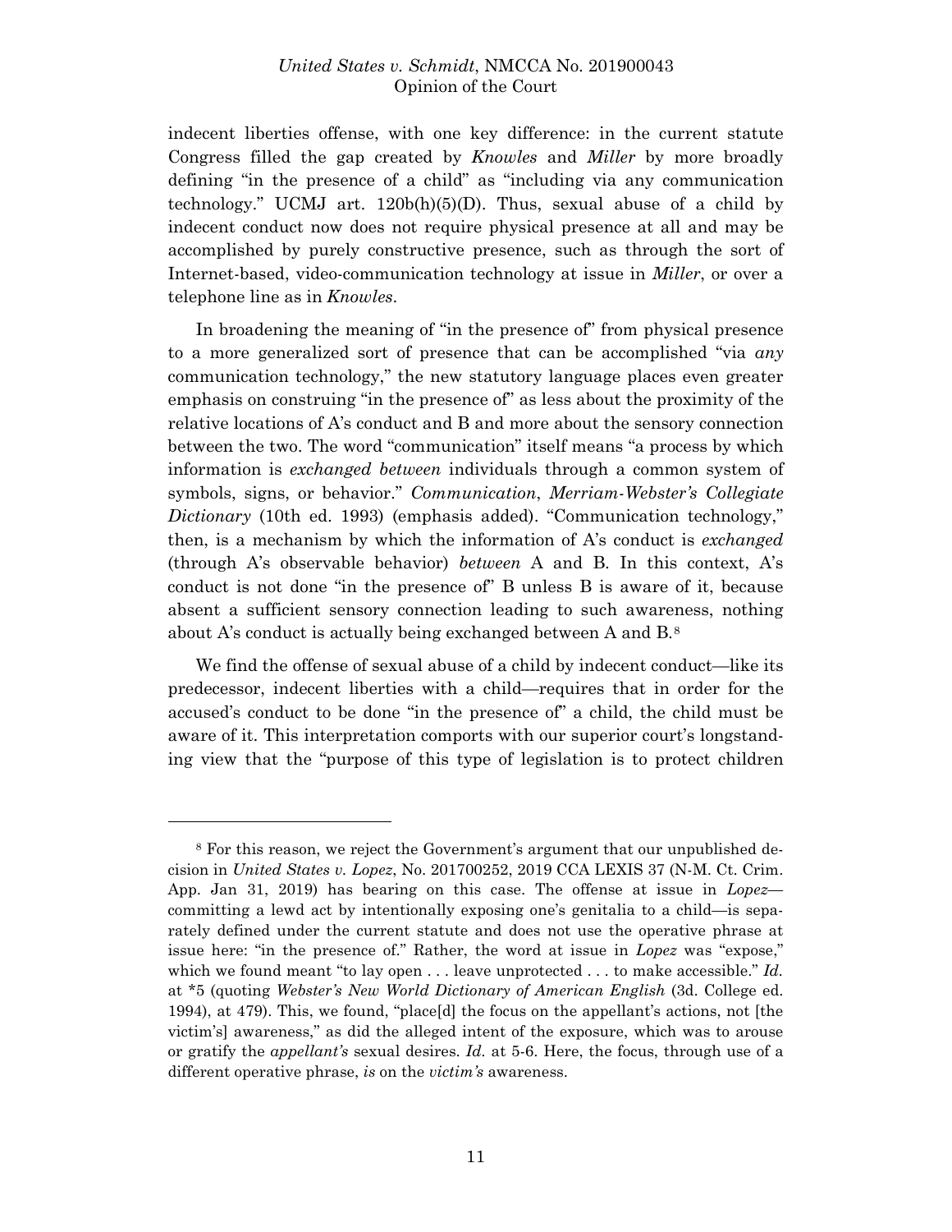indecent liberties offense, with one key difference: in the current statute Congress filled the gap created by *Knowles* and *Miller* by more broadly defining "in the presence of a child" as "including via any communication technology." UCMJ art. 120b(h)(5)(D). Thus, sexual abuse of a child by indecent conduct now does not require physical presence at all and may be accomplished by purely constructive presence, such as through the sort of Internet-based, video-communication technology at issue in *Miller*, or over a telephone line as in *Knowles*.

In broadening the meaning of "in the presence of" from physical presence to a more generalized sort of presence that can be accomplished "via *any* communication technology," the new statutory language places even greater emphasis on construing "in the presence of" as less about the proximity of the relative locations of A's conduct and B and more about the sensory connection between the two. The word "communication" itself means "a process by which information is *exchanged between* individuals through a common system of symbols, signs, or behavior." *Communication*, *Merriam-Webster's Collegiate Dictionary* (10th ed. 1993) (emphasis added). "Communication technology," then, is a mechanism by which the information of A's conduct is *exchanged* (through A's observable behavior) *between* A and B. In this context, A's conduct is not done "in the presence of" B unless B is aware of it, because absent a sufficient sensory connection leading to such awareness, nothing about A's conduct is actually being exchanged between A and B.[8]

We find the offense of sexual abuse of a child by indecent conduct—like its predecessor, indecent liberties with a child—requires that in order for the accused's conduct to be done "in the presence of" a child, the child must be aware of it. This interpretation comports with our superior court's longstanding view that the "purpose of this type of legislation is to protect children

---

[8] For this reason, we reject the Government's argument that our unpublished decision in *United States v. Lopez*, No. 201700252, 2019 CCA LEXIS 37 (N-M. Ct. Crim. App. Jan 31, 2019) has bearing on this case. The offense at issue in *Lopez*—committing a lewd act by intentionally exposing one's genitalia to a child—is separately defined under the current statute and does not use the operative phrase at issue here: "in the presence of." Rather, the word at issue in *Lopez* was "expose," which we found meant "to lay open . . . leave unprotected . . . to make accessible." *Id.* at *5 (quoting *Webster's New World Dictionary of American English* (3d. College ed. 1994), at 479). This, we found, "place[d] the focus on the appellant's actions, not [the victim's] awareness," as did the alleged intent of the exposure, which was to arouse or gratify the *appellant's* sexual desires. *Id.* at 5-6. Here, the focus, through use of a different operative phrase, *is* on the *victim's* awareness.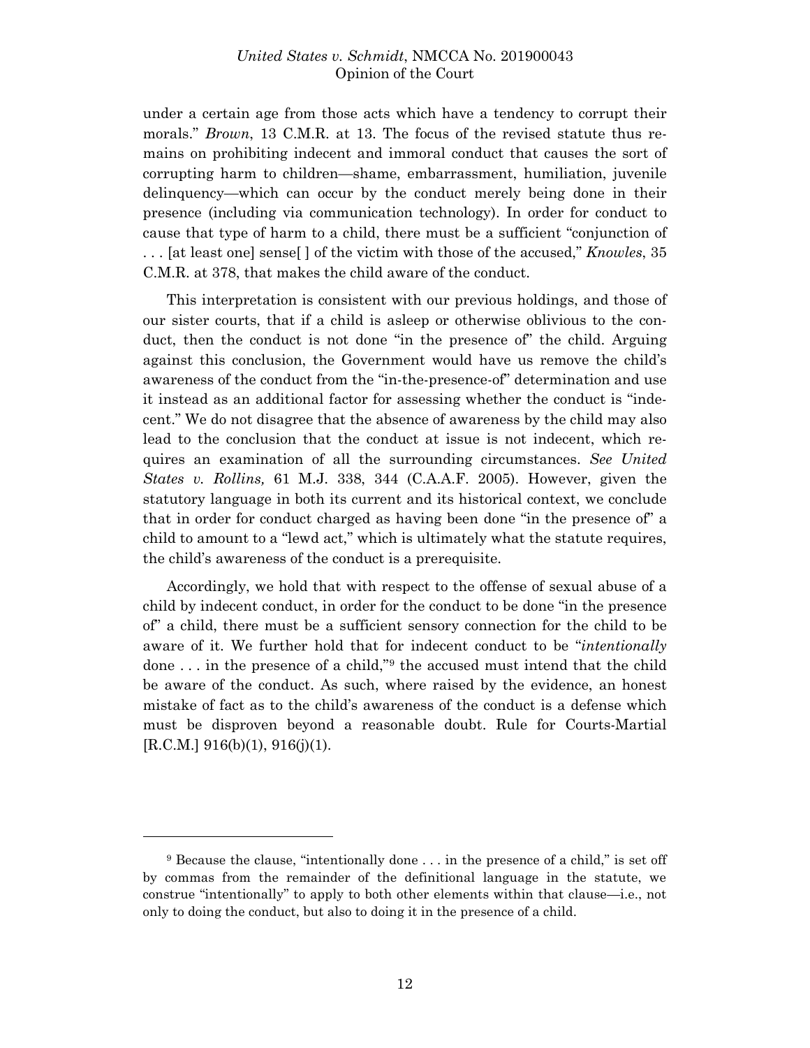under a certain age from those acts which have a tendency to corrupt their morals." *Brown*, 13 C.M.R. at 13. The focus of the revised statute thus remains on prohibiting indecent and immoral conduct that causes the sort of corrupting harm to children—shame, embarrassment, humiliation, juvenile delinquency—which can occur by the conduct merely being done in their presence (including via communication technology). In order for conduct to cause that type of harm to a child, there must be a sufficient "conjunction of . . . [at least one] sense[ ] of the victim with those of the accused," *Knowles*, 35 C.M.R. at 378, that makes the child aware of the conduct.

This interpretation is consistent with our previous holdings, and those of our sister courts, that if a child is asleep or otherwise oblivious to the conduct, then the conduct is not done "in the presence of" the child. Arguing against this conclusion, the Government would have us remove the child's awareness of the conduct from the "in-the-presence-of" determination and use it instead as an additional factor for assessing whether the conduct is "indecent." We do not disagree that the absence of awareness by the child may also lead to the conclusion that the conduct at issue is not indecent, which requires an examination of all the surrounding circumstances. *See United States v. Rollins,* 61 M.J. 338, 344 (C.A.A.F. 2005). However, given the statutory language in both its current and its historical context, we conclude that in order for conduct charged as having been done "in the presence of" a child to amount to a "lewd act," which is ultimately what the statute requires, the child's awareness of the conduct is a prerequisite.

Accordingly, we hold that with respect to the offense of sexual abuse of a child by indecent conduct, in order for the conduct to be done "in the presence of" a child, there must be a sufficient sensory connection for the child to be aware of it. We further hold that for indecent conduct to be "*intentionally* done . . . in the presence of a child,"[9] the accused must intend that the child be aware of the conduct. As such, where raised by the evidence, an honest mistake of fact as to the child's awareness of the conduct is a defense which must be disproven beyond a reasonable doubt. Rule for Courts-Martial [R.C.M.] 916(b)(1), 916(j)(1).

---

[9] Because the clause, "intentionally done . . . in the presence of a child," is set off by commas from the remainder of the definitional language in the statute, we construe "intentionally" to apply to both other elements within that clause—i.e., not only to doing the conduct, but also to doing it in the presence of a child.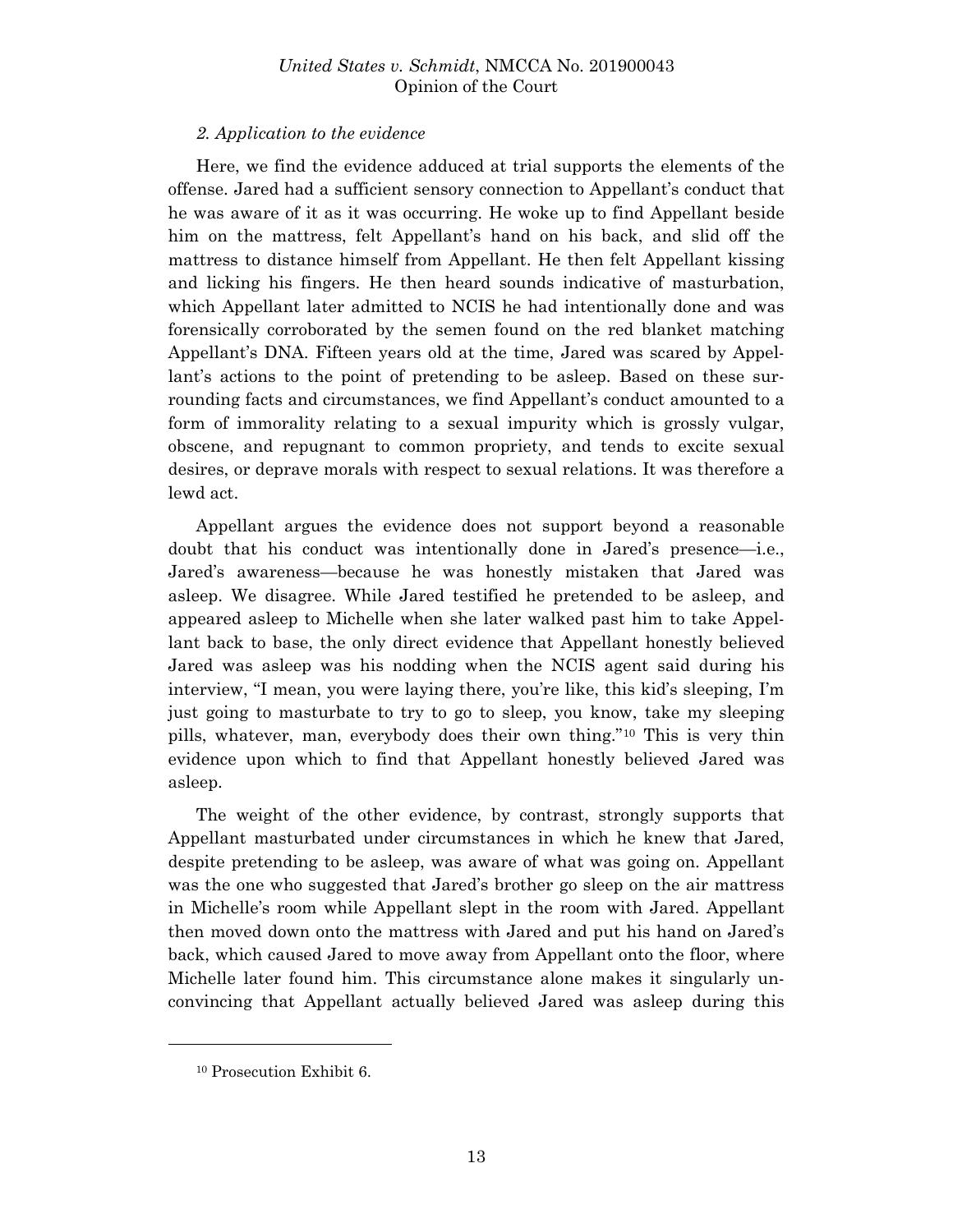*2. Application to the evidence*

Here, we find the evidence adduced at trial supports the elements of the offense. Jared had a sufficient sensory connection to Appellant's conduct that he was aware of it as it was occurring. He woke up to find Appellant beside him on the mattress, felt Appellant's hand on his back, and slid off the mattress to distance himself from Appellant. He then felt Appellant kissing and licking his fingers. He then heard sounds indicative of masturbation, which Appellant later admitted to NCIS he had intentionally done and was forensically corroborated by the semen found on the red blanket matching Appellant's DNA. Fifteen years old at the time, Jared was scared by Appellant's actions to the point of pretending to be asleep. Based on these surrounding facts and circumstances, we find Appellant's conduct amounted to a form of immorality relating to a sexual impurity which is grossly vulgar, obscene, and repugnant to common propriety, and tends to excite sexual desires, or deprave morals with respect to sexual relations. It was therefore a lewd act.

Appellant argues the evidence does not support beyond a reasonable doubt that his conduct was intentionally done in Jared's presence—i.e., Jared's awareness—because he was honestly mistaken that Jared was asleep. We disagree. While Jared testified he pretended to be asleep, and appeared asleep to Michelle when she later walked past him to take Appellant back to base, the only direct evidence that Appellant honestly believed Jared was asleep was his nodding when the NCIS agent said during his interview, "I mean, you were laying there, you're like, this kid's sleeping, I'm just going to masturbate to try to go to sleep, you know, take my sleeping pills, whatever, man, everybody does their own thing."[10] This is very thin evidence upon which to find that Appellant honestly believed Jared was asleep.

The weight of the other evidence, by contrast, strongly supports that Appellant masturbated under circumstances in which he knew that Jared, despite pretending to be asleep, was aware of what was going on. Appellant was the one who suggested that Jared's brother go sleep on the air mattress in Michelle's room while Appellant slept in the room with Jared. Appellant then moved down onto the mattress with Jared and put his hand on Jared's back, which caused Jared to move away from Appellant onto the floor, where Michelle later found him. This circumstance alone makes it singularly unconvincing that Appellant actually believed Jared was asleep during this

---

[10] Prosecution Exhibit 6.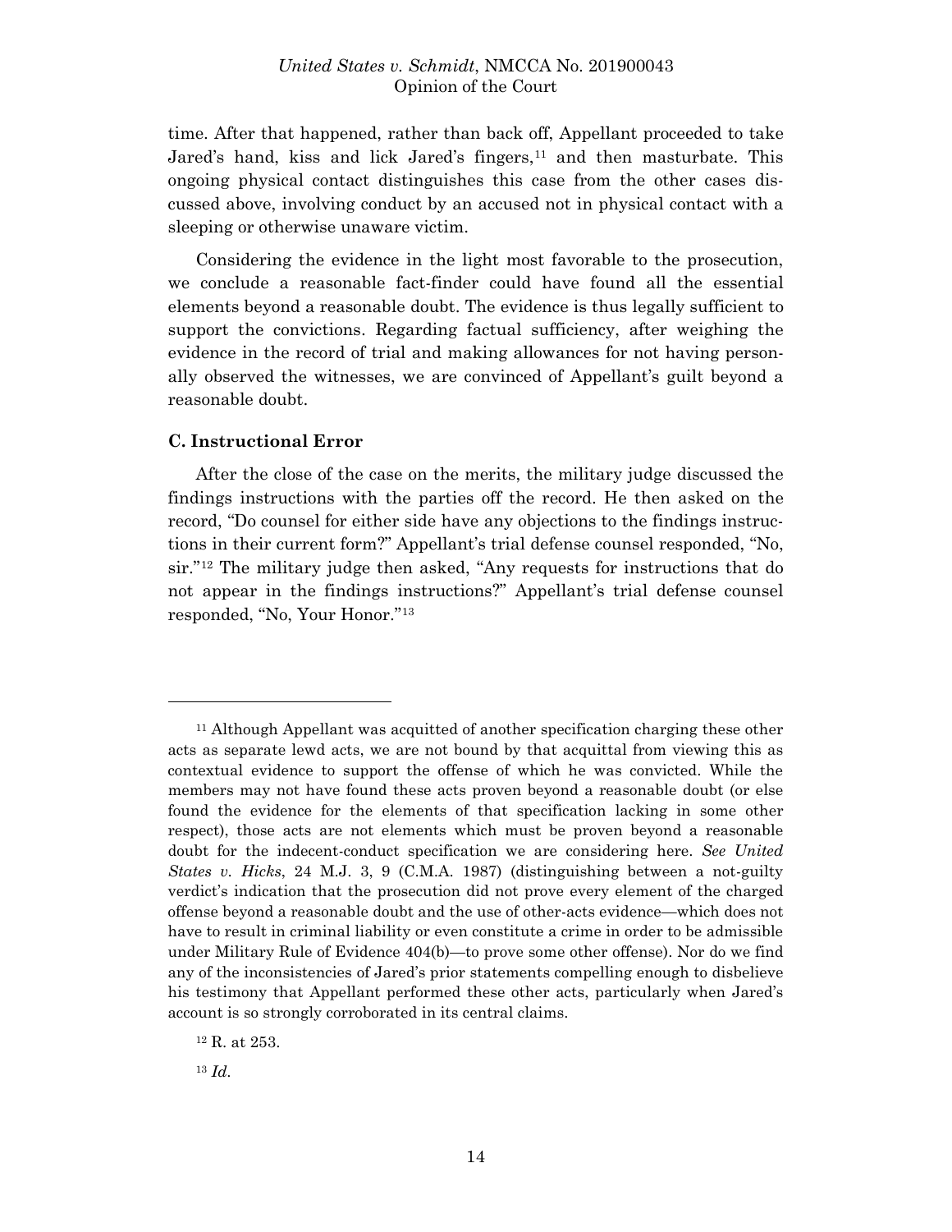time. After that happened, rather than back off, Appellant proceeded to take Jared's hand, kiss and lick Jared's fingers,[11] and then masturbate. This ongoing physical contact distinguishes this case from the other cases discussed above, involving conduct by an accused not in physical contact with a sleeping or otherwise unaware victim.

Considering the evidence in the light most favorable to the prosecution, we conclude a reasonable fact-finder could have found all the essential elements beyond a reasonable doubt. The evidence is thus legally sufficient to support the convictions. Regarding factual sufficiency, after weighing the evidence in the record of trial and making allowances for not having personally observed the witnesses, we are convinced of Appellant's guilt beyond a reasonable doubt.

### C. Instructional Error

After the close of the case on the merits, the military judge discussed the findings instructions with the parties off the record. He then asked on the record, "Do counsel for either side have any objections to the findings instructions in their current form?" Appellant's trial defense counsel responded, "No, sir."[12] The military judge then asked, "Any requests for instructions that do not appear in the findings instructions?" Appellant's trial defense counsel responded, "No, Your Honor."[13]

---

[11] Although Appellant was acquitted of another specification charging these other acts as separate lewd acts, we are not bound by that acquittal from viewing this as contextual evidence to support the offense of which he was convicted. While the members may not have found these acts proven beyond a reasonable doubt (or else found the evidence for the elements of that specification lacking in some other respect), those acts are not elements which must be proven beyond a reasonable doubt for the indecent-conduct specification we are considering here. *See United States v. Hicks*, 24 M.J. 3, 9 (C.M.A. 1987) (distinguishing between a not-guilty verdict's indication that the prosecution did not prove every element of the charged offense beyond a reasonable doubt and the use of other-acts evidence—which does not have to result in criminal liability or even constitute a crime in order to be admissible under Military Rule of Evidence 404(b)—to prove some other offense). Nor do we find any of the inconsistencies of Jared's prior statements compelling enough to disbelieve his testimony that Appellant performed these other acts, particularly when Jared's account is so strongly corroborated in its central claims.

[12] R. at 253.

[13] *Id.*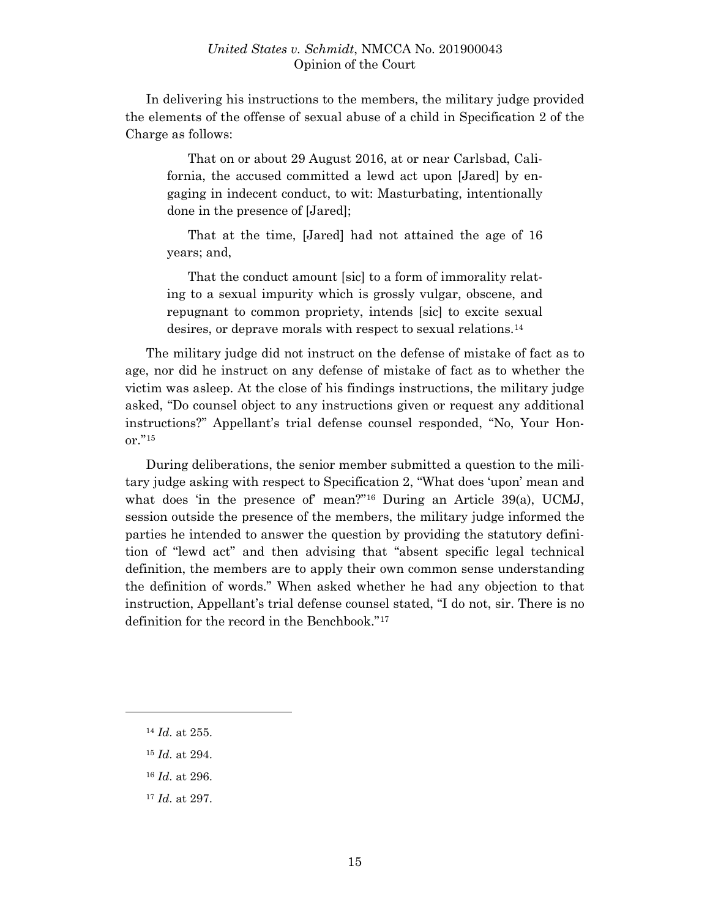In delivering his instructions to the members, the military judge provided the elements of the offense of sexual abuse of a child in Specification 2 of the Charge as follows:

> That on or about 29 August 2016, at or near Carlsbad, California, the accused committed a lewd act upon [Jared] by engaging in indecent conduct, to wit: Masturbating, intentionally done in the presence of [Jared];
>
> That at the time, [Jared] had not attained the age of 16 years; and,
>
> That the conduct amount [sic] to a form of immorality relating to a sexual impurity which is grossly vulgar, obscene, and repugnant to common propriety, intends [sic] to excite sexual desires, or deprave morals with respect to sexual relations.[14]

The military judge did not instruct on the defense of mistake of fact as to age, nor did he instruct on any defense of mistake of fact as to whether the victim was asleep. At the close of his findings instructions, the military judge asked, "Do counsel object to any instructions given or request any additional instructions?" Appellant's trial defense counsel responded, "No, Your Honor."[15]

During deliberations, the senior member submitted a question to the military judge asking with respect to Specification 2, "What does 'upon' mean and what does 'in the presence of' mean?"[16] During an Article 39(a), UCMJ, session outside the presence of the members, the military judge informed the parties he intended to answer the question by providing the statutory definition of "lewd act" and then advising that "absent specific legal technical definition, the members are to apply their own common sense understanding the definition of words." When asked whether he had any objection to that instruction, Appellant's trial defense counsel stated, "I do not, sir. There is no definition for the record in the Benchbook."[17]

---

[14] *Id.* at 255.

[15] *Id.* at 294.

[16] *Id.* at 296.

[17] *Id.* at 297.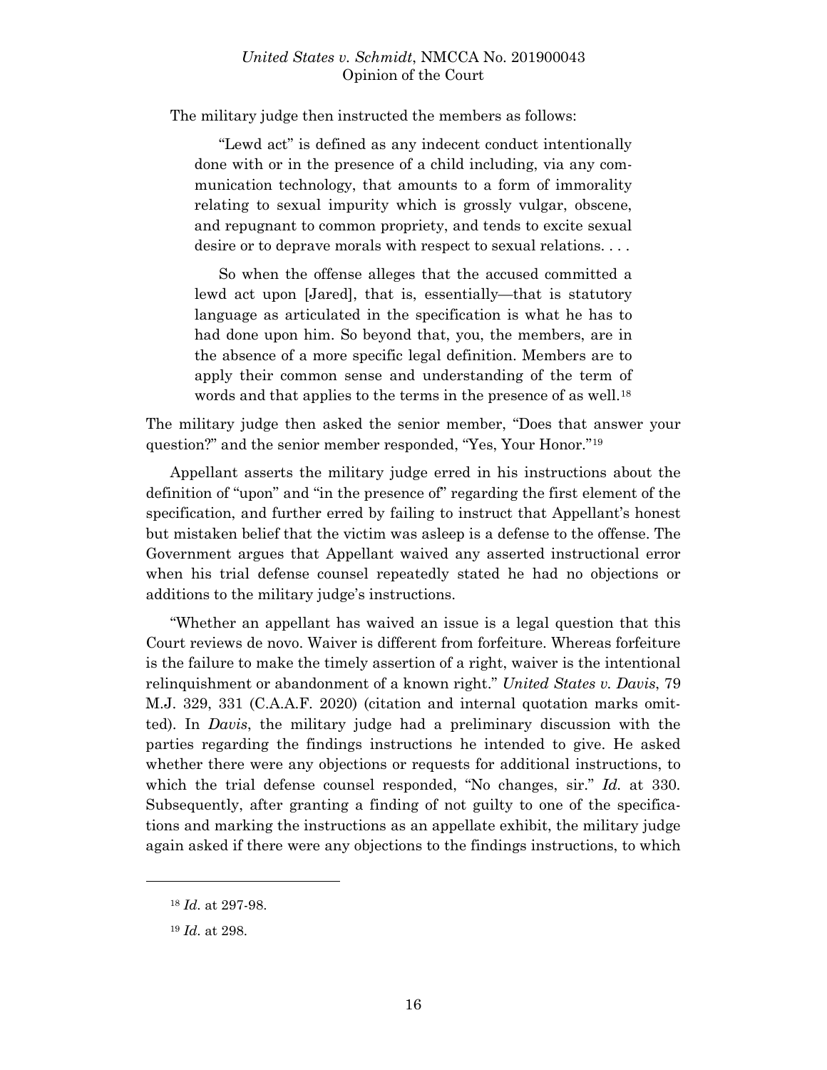The military judge then instructed the members as follows:

> "Lewd act" is defined as any indecent conduct intentionally done with or in the presence of a child including, via any communication technology, that amounts to a form of immorality relating to sexual impurity which is grossly vulgar, obscene, and repugnant to common propriety, and tends to excite sexual desire or to deprave morals with respect to sexual relations. . . .
>
> So when the offense alleges that the accused committed a lewd act upon [Jared], that is, essentially—that is statutory language as articulated in the specification is what he has to had done upon him. So beyond that, you, the members, are in the absence of a more specific legal definition. Members are to apply their common sense and understanding of the term of words and that applies to the terms in the presence of as well.[18]

The military judge then asked the senior member, "Does that answer your question?" and the senior member responded, "Yes, Your Honor."[19]

Appellant asserts the military judge erred in his instructions about the definition of "upon" and "in the presence of" regarding the first element of the specification, and further erred by failing to instruct that Appellant's honest but mistaken belief that the victim was asleep is a defense to the offense. The Government argues that Appellant waived any asserted instructional error when his trial defense counsel repeatedly stated he had no objections or additions to the military judge's instructions.

"Whether an appellant has waived an issue is a legal question that this Court reviews de novo. Waiver is different from forfeiture. Whereas forfeiture is the failure to make the timely assertion of a right, waiver is the intentional relinquishment or abandonment of a known right." *United States v. Davis*, 79 M.J. 329, 331 (C.A.A.F. 2020) (citation and internal quotation marks omitted). In *Davis*, the military judge had a preliminary discussion with the parties regarding the findings instructions he intended to give. He asked whether there were any objections or requests for additional instructions, to which the trial defense counsel responded, "No changes, sir." *Id.* at 330. Subsequently, after granting a finding of not guilty to one of the specifications and marking the instructions as an appellate exhibit, the military judge again asked if there were any objections to the findings instructions, to which

---

[18] *Id.* at 297-98.

[19] *Id.* at 298.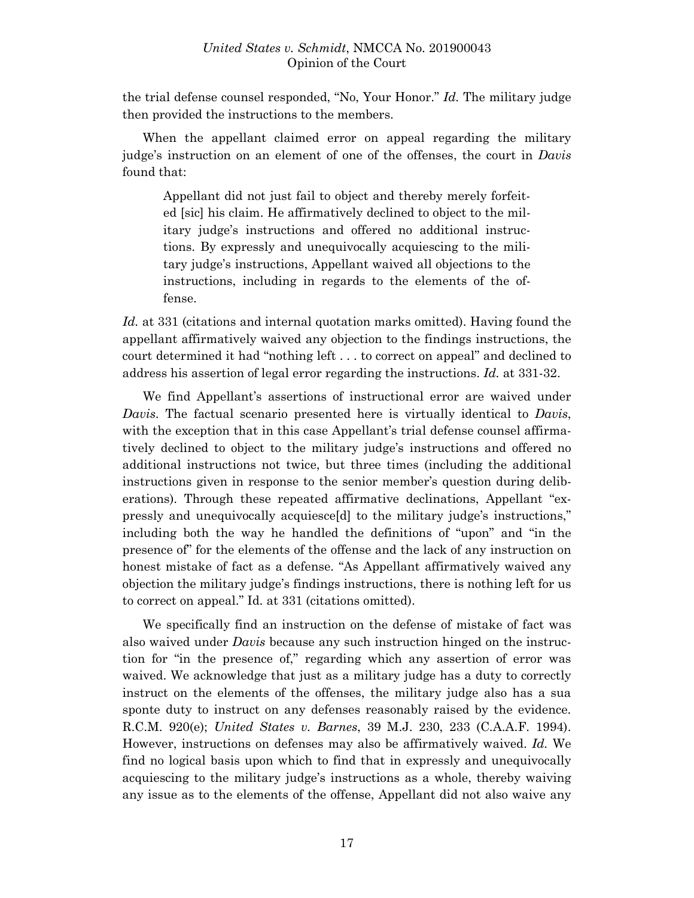the trial defense counsel responded, "No, Your Honor." *Id.* The military judge then provided the instructions to the members.

When the appellant claimed error on appeal regarding the military judge's instruction on an element of one of the offenses, the court in *Davis* found that:

> Appellant did not just fail to object and thereby merely forfeited [sic] his claim. He affirmatively declined to object to the military judge's instructions and offered no additional instructions. By expressly and unequivocally acquiescing to the military judge's instructions, Appellant waived all objections to the instructions, including in regards to the elements of the offense.

*Id.* at 331 (citations and internal quotation marks omitted). Having found the appellant affirmatively waived any objection to the findings instructions, the court determined it had "nothing left . . . to correct on appeal" and declined to address his assertion of legal error regarding the instructions. *Id.* at 331-32.

We find Appellant's assertions of instructional error are waived under *Davis*. The factual scenario presented here is virtually identical to *Davis*, with the exception that in this case Appellant's trial defense counsel affirmatively declined to object to the military judge's instructions and offered no additional instructions not twice, but three times (including the additional instructions given in response to the senior member's question during deliberations). Through these repeated affirmative declinations, Appellant "expressly and unequivocally acquiesce[d] to the military judge's instructions," including both the way he handled the definitions of "upon" and "in the presence of" for the elements of the offense and the lack of any instruction on honest mistake of fact as a defense. "As Appellant affirmatively waived any objection the military judge's findings instructions, there is nothing left for us to correct on appeal." Id. at 331 (citations omitted).

We specifically find an instruction on the defense of mistake of fact was also waived under *Davis* because any such instruction hinged on the instruction for "in the presence of," regarding which any assertion of error was waived. We acknowledge that just as a military judge has a duty to correctly instruct on the elements of the offenses, the military judge also has a sua sponte duty to instruct on any defenses reasonably raised by the evidence. R.C.M. 920(e); *United States v. Barnes*, 39 M.J. 230, 233 (C.A.A.F. 1994). However, instructions on defenses may also be affirmatively waived. *Id.* We find no logical basis upon which to find that in expressly and unequivocally acquiescing to the military judge's instructions as a whole, thereby waiving any issue as to the elements of the offense, Appellant did not also waive any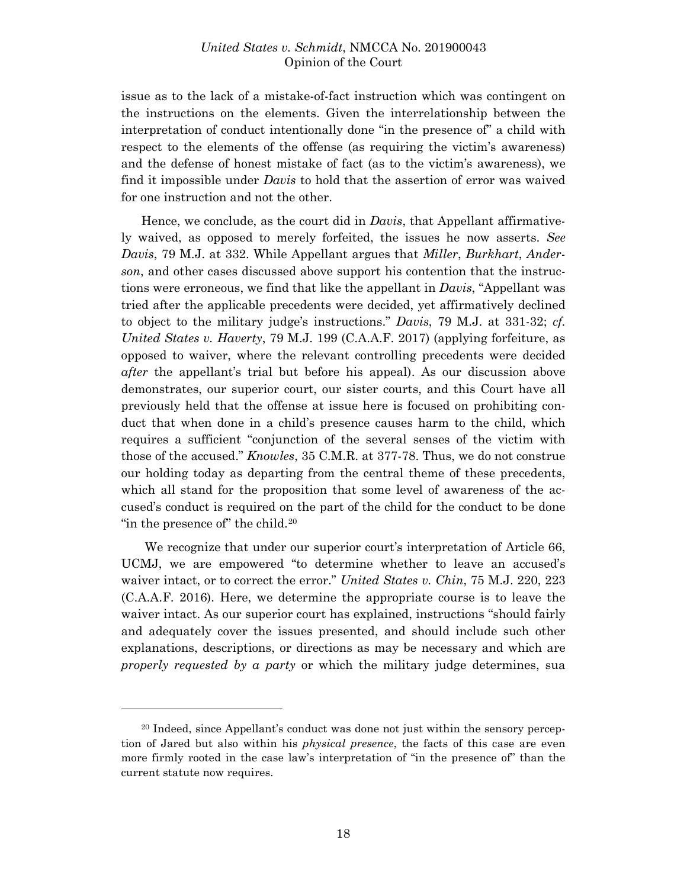issue as to the lack of a mistake-of-fact instruction which was contingent on the instructions on the elements. Given the interrelationship between the interpretation of conduct intentionally done "in the presence of" a child with respect to the elements of the offense (as requiring the victim's awareness) and the defense of honest mistake of fact (as to the victim's awareness), we find it impossible under *Davis* to hold that the assertion of error was waived for one instruction and not the other.

Hence, we conclude, as the court did in *Davis*, that Appellant affirmatively waived, as opposed to merely forfeited, the issues he now asserts. *See Davis*, 79 M.J. at 332. While Appellant argues that *Miller*, *Burkhart*, *Anderson*, and other cases discussed above support his contention that the instructions were erroneous, we find that like the appellant in *Davis*, "Appellant was tried after the applicable precedents were decided, yet affirmatively declined to object to the military judge's instructions." *Davis*, 79 M.J. at 331-32; *cf. United States v. Haverty*, 79 M.J. 199 (C.A.A.F. 2017) (applying forfeiture, as opposed to waiver, where the relevant controlling precedents were decided *after* the appellant's trial but before his appeal). As our discussion above demonstrates, our superior court, our sister courts, and this Court have all previously held that the offense at issue here is focused on prohibiting conduct that when done in a child's presence causes harm to the child, which requires a sufficient "conjunction of the several senses of the victim with those of the accused." *Knowles*, 35 C.M.R. at 377-78. Thus, we do not construe our holding today as departing from the central theme of these precedents, which all stand for the proposition that some level of awareness of the accused's conduct is required on the part of the child for the conduct to be done "in the presence of" the child.[20]

We recognize that under our superior court's interpretation of Article 66, UCMJ, we are empowered "to determine whether to leave an accused's waiver intact, or to correct the error." *United States v. Chin*, 75 M.J. 220, 223 (C.A.A.F. 2016). Here, we determine the appropriate course is to leave the waiver intact. As our superior court has explained, instructions "should fairly and adequately cover the issues presented, and should include such other explanations, descriptions, or directions as may be necessary and which are *properly requested by a party* or which the military judge determines, sua

---

[20] Indeed, since Appellant's conduct was done not just within the sensory perception of Jared but also within his *physical presence*, the facts of this case are even more firmly rooted in the case law's interpretation of "in the presence of" than the current statute now requires.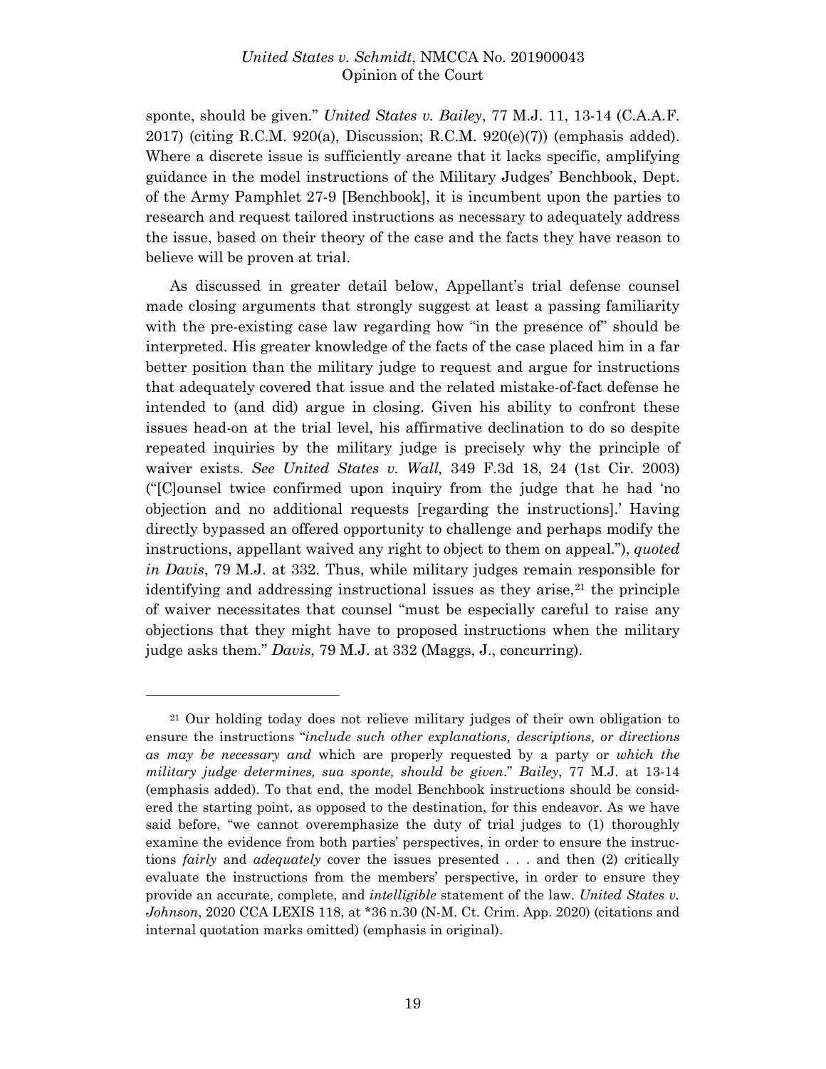sponte, should be given." *United States v. Bailey*, 77 M.J. 11, 13-14 (C.A.A.F. 2017) (citing R.C.M. 920(a), Discussion; R.C.M. 920(e)(7)) (emphasis added). Where a discrete issue is sufficiently arcane that it lacks specific, amplifying guidance in the model instructions of the Military Judges' Benchbook, Dept. of the Army Pamphlet 27-9 [Benchbook], it is incumbent upon the parties to research and request tailored instructions as necessary to adequately address the issue, based on their theory of the case and the facts they have reason to believe will be proven at trial.

As discussed in greater detail below, Appellant's trial defense counsel made closing arguments that strongly suggest at least a passing familiarity with the pre-existing case law regarding how "in the presence of" should be interpreted. His greater knowledge of the facts of the case placed him in a far better position than the military judge to request and argue for instructions that adequately covered that issue and the related mistake-of-fact defense he intended to (and did) argue in closing. Given his ability to confront these issues head-on at the trial level, his affirmative declination to do so despite repeated inquiries by the military judge is precisely why the principle of waiver exists. *See United States v. Wall,* 349 F.3d 18, 24 (1st Cir. 2003) ("[C]ounsel twice confirmed upon inquiry from the judge that he had 'no objection and no additional requests [regarding the instructions].' Having directly bypassed an offered opportunity to challenge and perhaps modify the instructions, appellant waived any right to object to them on appeal."), *quoted in Davis*, 79 M.J. at 332. Thus, while military judges remain responsible for identifying and addressing instructional issues as they arise,[21] the principle of waiver necessitates that counsel "must be especially careful to raise any objections that they might have to proposed instructions when the military judge asks them." *Davis*, 79 M.J. at 332 (Maggs, J., concurring).

---

[21] Our holding today does not relieve military judges of their own obligation to ensure the instructions "*include such other explanations, descriptions, or directions as may be necessary and* which are properly requested by a party or *which the military judge determines, sua sponte, should be given*." *Bailey*, 77 M.J. at 13-14 (emphasis added). To that end, the model Benchbook instructions should be considered the starting point, as opposed to the destination, for this endeavor. As we have said before, "we cannot overemphasize the duty of trial judges to (1) thoroughly examine the evidence from both parties' perspectives, in order to ensure the instructions *fairly* and *adequately* cover the issues presented . . . and then (2) critically evaluate the instructions from the members' perspective, in order to ensure they provide an accurate, complete, and *intelligible* statement of the law. *United States v. Johnson*, 2020 CCA LEXIS 118, at *36 n.30 (N-M. Ct. Crim. App. 2020) (citations and internal quotation marks omitted) (emphasis in original).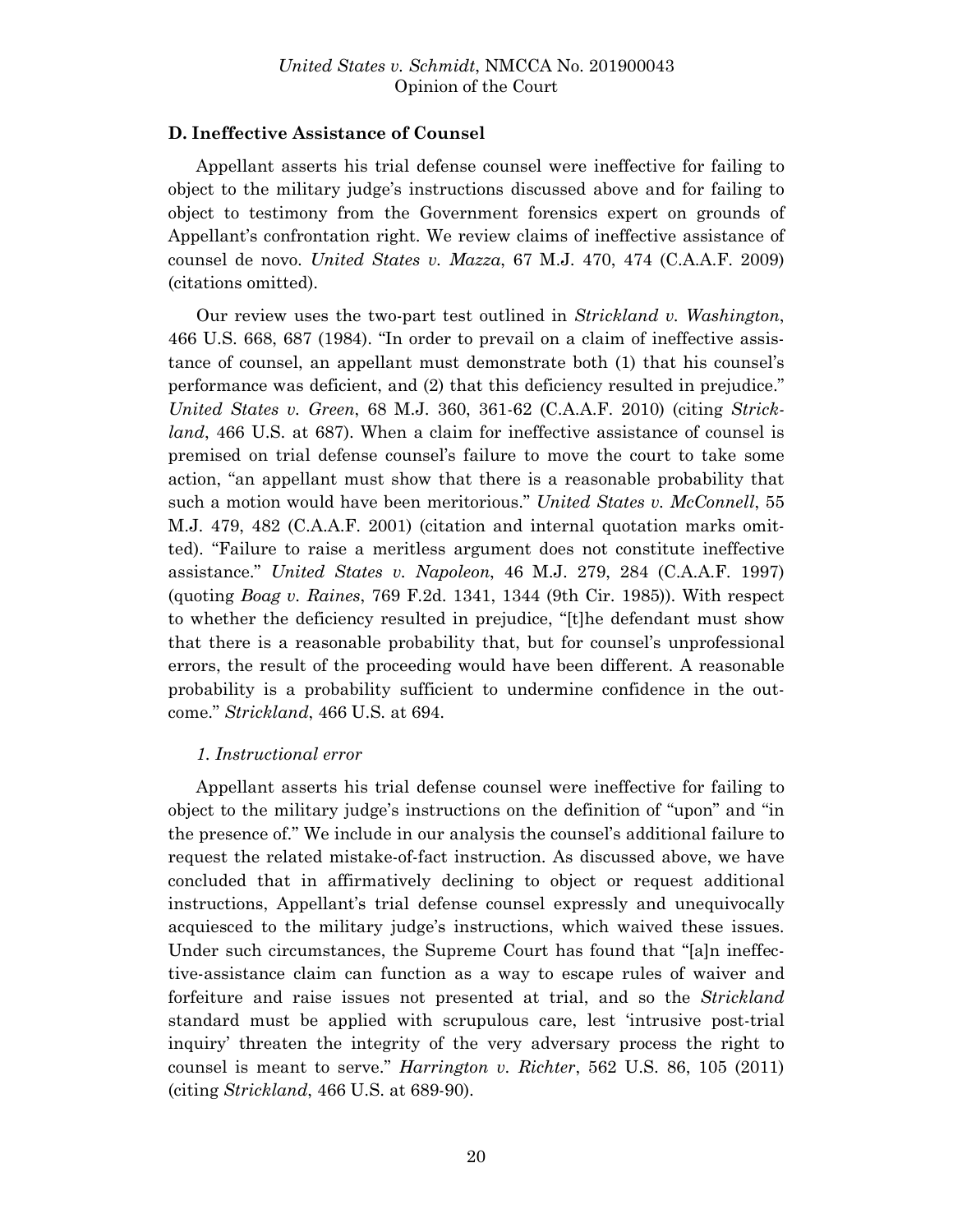### D. Ineffective Assistance of Counsel

Appellant asserts his trial defense counsel were ineffective for failing to object to the military judge's instructions discussed above and for failing to object to testimony from the Government forensics expert on grounds of Appellant's confrontation right. We review claims of ineffective assistance of counsel de novo. *United States v. Mazza*, 67 M.J. 470, 474 (C.A.A.F. 2009) (citations omitted).

Our review uses the two-part test outlined in *Strickland v. Washington*, 466 U.S. 668, 687 (1984). "In order to prevail on a claim of ineffective assistance of counsel, an appellant must demonstrate both (1) that his counsel's performance was deficient, and (2) that this deficiency resulted in prejudice." *United States v. Green*, 68 M.J. 360, 361-62 (C.A.A.F. 2010) (citing *Strickland*, 466 U.S. at 687). When a claim for ineffective assistance of counsel is premised on trial defense counsel's failure to move the court to take some action, "an appellant must show that there is a reasonable probability that such a motion would have been meritorious." *United States v. McConnell*, 55 M.J. 479, 482 (C.A.A.F. 2001) (citation and internal quotation marks omitted). "Failure to raise a meritless argument does not constitute ineffective assistance." *United States v. Napoleon*, 46 M.J. 279, 284 (C.A.A.F. 1997) (quoting *Boag v. Raines*, 769 F.2d. 1341, 1344 (9th Cir. 1985)). With respect to whether the deficiency resulted in prejudice, "[t]he defendant must show that there is a reasonable probability that, but for counsel's unprofessional errors, the result of the proceeding would have been different. A reasonable probability is a probability sufficient to undermine confidence in the outcome." *Strickland*, 466 U.S. at 694.

#### *1. Instructional error*

Appellant asserts his trial defense counsel were ineffective for failing to object to the military judge's instructions on the definition of "upon" and "in the presence of." We include in our analysis the counsel's additional failure to request the related mistake-of-fact instruction. As discussed above, we have concluded that in affirmatively declining to object or request additional instructions, Appellant's trial defense counsel expressly and unequivocally acquiesced to the military judge's instructions, which waived these issues. Under such circumstances, the Supreme Court has found that "[a]n ineffective-assistance claim can function as a way to escape rules of waiver and forfeiture and raise issues not presented at trial, and so the *Strickland* standard must be applied with scrupulous care, lest 'intrusive post-trial inquiry' threaten the integrity of the very adversary process the right to counsel is meant to serve." *Harrington v. Richter*, 562 U.S. 86, 105 (2011) (citing *Strickland*, 466 U.S. at 689-90).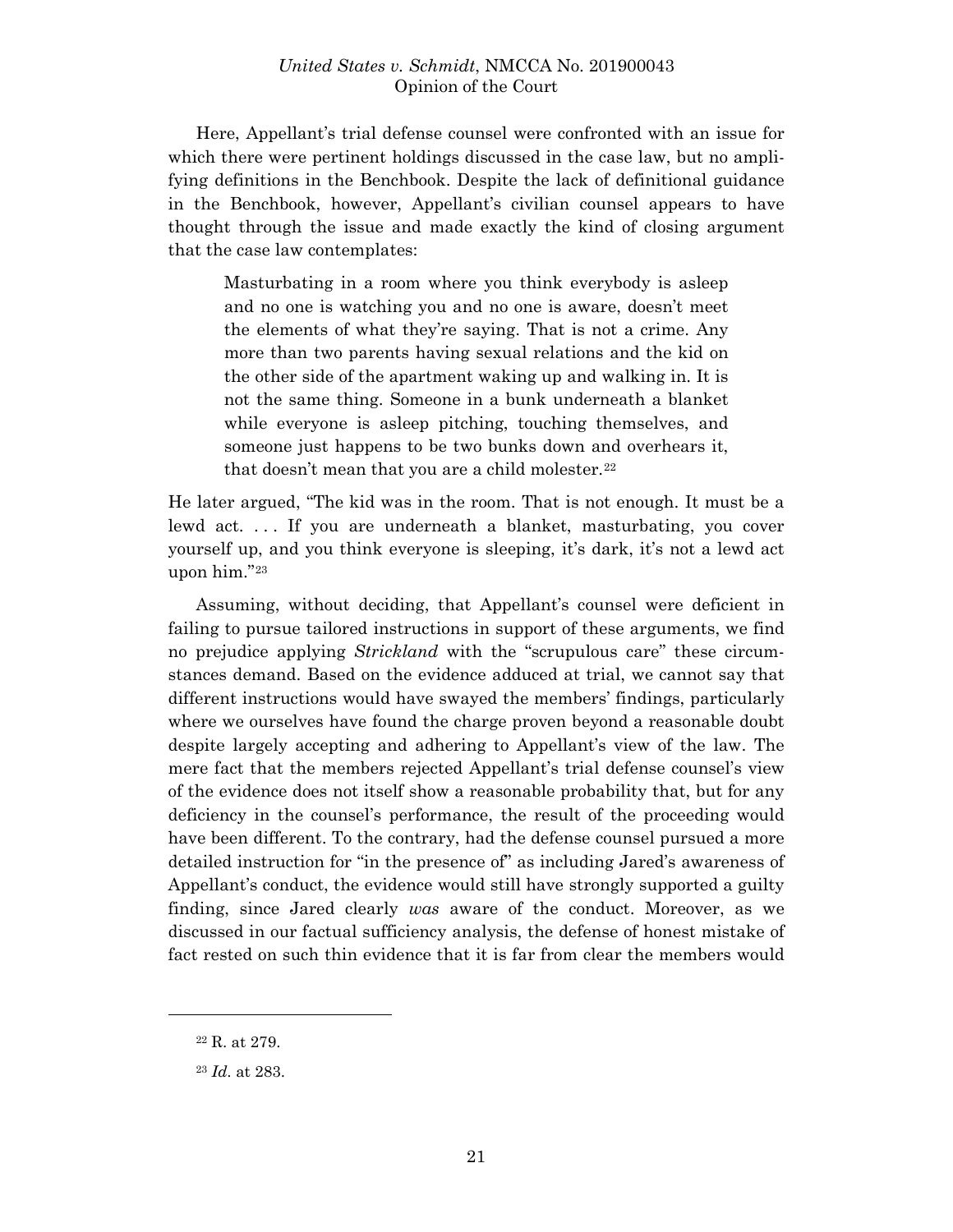Here, Appellant's trial defense counsel were confronted with an issue for which there were pertinent holdings discussed in the case law, but no amplifying definitions in the Benchbook. Despite the lack of definitional guidance in the Benchbook, however, Appellant's civilian counsel appears to have thought through the issue and made exactly the kind of closing argument that the case law contemplates:

> Masturbating in a room where you think everybody is asleep and no one is watching you and no one is aware, doesn't meet the elements of what they're saying. That is not a crime. Any more than two parents having sexual relations and the kid on the other side of the apartment waking up and walking in. It is not the same thing. Someone in a bunk underneath a blanket while everyone is asleep pitching, touching themselves, and someone just happens to be two bunks down and overhears it, that doesn't mean that you are a child molester.[22]

He later argued, "The kid was in the room. That is not enough. It must be a lewd act. . . . If you are underneath a blanket, masturbating, you cover yourself up, and you think everyone is sleeping, it's dark, it's not a lewd act upon him."[23]

Assuming, without deciding, that Appellant's counsel were deficient in failing to pursue tailored instructions in support of these arguments, we find no prejudice applying *Strickland* with the "scrupulous care" these circumstances demand. Based on the evidence adduced at trial, we cannot say that different instructions would have swayed the members' findings, particularly where we ourselves have found the charge proven beyond a reasonable doubt despite largely accepting and adhering to Appellant's view of the law. The mere fact that the members rejected Appellant's trial defense counsel's view of the evidence does not itself show a reasonable probability that, but for any deficiency in the counsel's performance, the result of the proceeding would have been different. To the contrary, had the defense counsel pursued a more detailed instruction for "in the presence of" as including Jared's awareness of Appellant's conduct, the evidence would still have strongly supported a guilty finding, since Jared clearly *was* aware of the conduct. Moreover, as we discussed in our factual sufficiency analysis, the defense of honest mistake of fact rested on such thin evidence that it is far from clear the members would

---

[22] R. at 279.

[23] *Id.* at 283.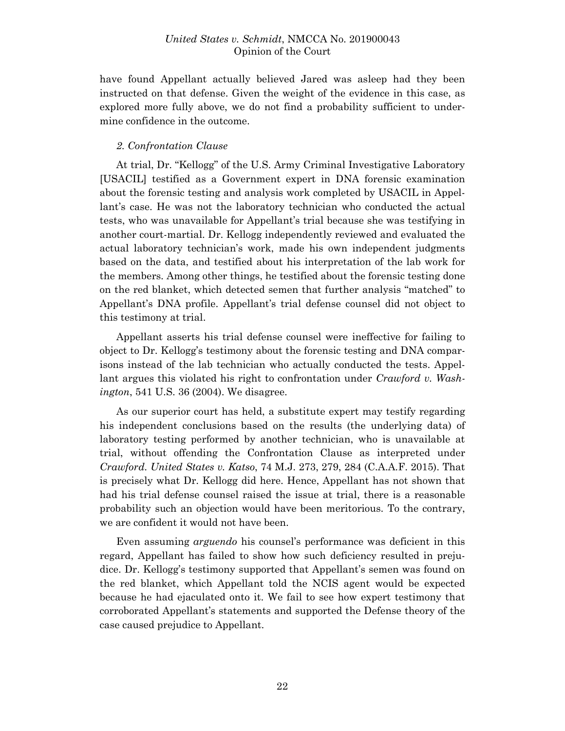have found Appellant actually believed Jared was asleep had they been instructed on that defense. Given the weight of the evidence in this case, as explored more fully above, we do not find a probability sufficient to undermine confidence in the outcome.

### *2. Confrontation Clause*

At trial, Dr. "Kellogg" of the U.S. Army Criminal Investigative Laboratory [USACIL] testified as a Government expert in DNA forensic examination about the forensic testing and analysis work completed by USACIL in Appellant's case. He was not the laboratory technician who conducted the actual tests, who was unavailable for Appellant's trial because she was testifying in another court-martial. Dr. Kellogg independently reviewed and evaluated the actual laboratory technician's work, made his own independent judgments based on the data, and testified about his interpretation of the lab work for the members. Among other things, he testified about the forensic testing done on the red blanket, which detected semen that further analysis "matched" to Appellant's DNA profile. Appellant's trial defense counsel did not object to this testimony at trial.

Appellant asserts his trial defense counsel were ineffective for failing to object to Dr. Kellogg's testimony about the forensic testing and DNA comparisons instead of the lab technician who actually conducted the tests. Appellant argues this violated his right to confrontation under *Crawford v. Washington*, 541 U.S. 36 (2004). We disagree.

As our superior court has held, a substitute expert may testify regarding his independent conclusions based on the results (the underlying data) of laboratory testing performed by another technician, who is unavailable at trial, without offending the Confrontation Clause as interpreted under *Crawford*. *United States v. Katso*, 74 M.J. 273, 279, 284 (C.A.A.F. 2015). That is precisely what Dr. Kellogg did here. Hence, Appellant has not shown that had his trial defense counsel raised the issue at trial, there is a reasonable probability such an objection would have been meritorious. To the contrary, we are confident it would not have been.

Even assuming *arguendo* his counsel's performance was deficient in this regard, Appellant has failed to show how such deficiency resulted in prejudice. Dr. Kellogg's testimony supported that Appellant's semen was found on the red blanket, which Appellant told the NCIS agent would be expected because he had ejaculated onto it. We fail to see how expert testimony that corroborated Appellant's statements and supported the Defense theory of the case caused prejudice to Appellant.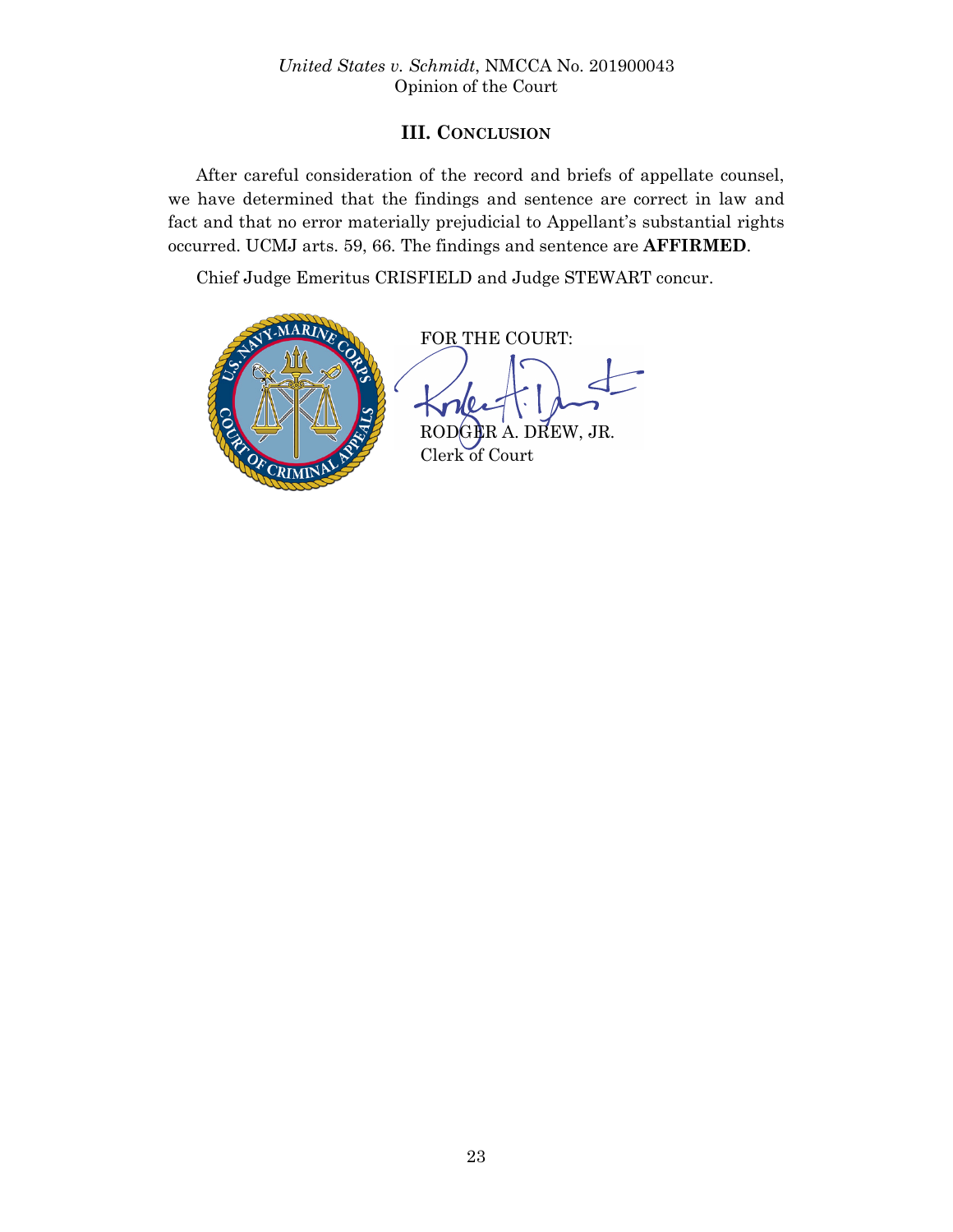## III. Conclusion

After careful consideration of the record and briefs of appellate counsel, we have determined that the findings and sentence are correct in law and fact and that no error materially prejudicial to Appellant's substantial rights occurred. UCMJ arts. 59, 66. The findings and sentence are **AFFIRMED**.

Chief Judge Emeritus CRISFIELD and Judge STEWART concur.

FOR THE COURT:

RODGER A. DREW, JR.
Clerk of Court